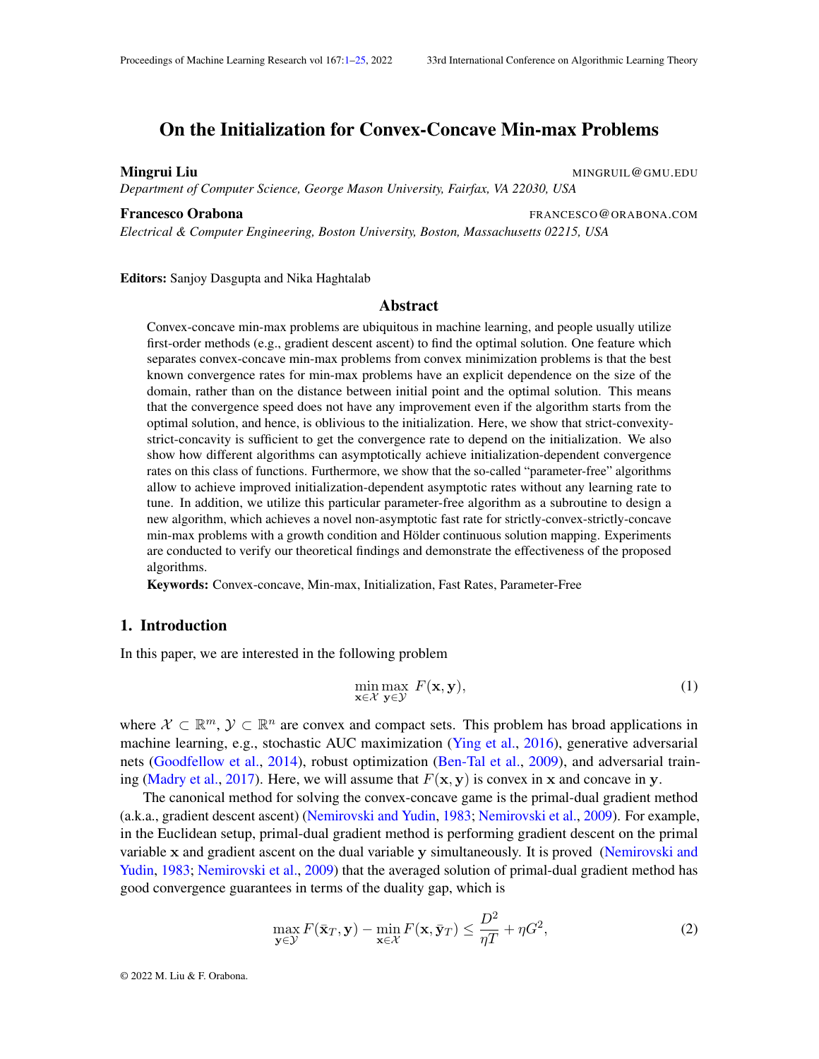# On the Initialization for Convex-Concave Min-max Problems

**Mingrui Liu** MINGRUIL@GMU.EDU
*Department of Computer Science, George Mason University, Fairfax, VA 22030, USA*

**Francesco Orabona** FRANCESCO@ORABONA.COM
*Electrical & Computer Engineering, Boston University, Boston, Massachusetts 02215, USA*

**Editors:** Sanjoy Dasgupta and Nika Haghtalab

## Abstract

Convex-concave min-max problems are ubiquitous in machine learning, and people usually utilize first-order methods (e.g., gradient descent ascent) to find the optimal solution. One feature which separates convex-concave min-max problems from convex minimization problems is that the best known convergence rates for min-max problems have an explicit dependence on the size of the domain, rather than on the distance between initial point and the optimal solution. This means that the convergence speed does not have any improvement even if the algorithm starts from the optimal solution, and hence, is oblivious to the initialization. Here, we show that strict-convexity-strict-concavity is sufficient to get the convergence rate to depend on the initialization. We also show how different algorithms can asymptotically achieve initialization-dependent convergence rates on this class of functions. Furthermore, we show that the so-called "parameter-free" algorithms allow to achieve improved initialization-dependent asymptotic rates without any learning rate to tune. In addition, we utilize this particular parameter-free algorithm as a subroutine to design a new algorithm, which achieves a novel non-asymptotic fast rate for strictly-convex-strictly-concave min-max problems with a growth condition and Hölder continuous solution mapping. Experiments are conducted to verify our theoretical findings and demonstrate the effectiveness of the proposed algorithms.

**Keywords:** Convex-concave, Min-max, Initialization, Fast Rates, Parameter-Free

## 1. Introduction

In this paper, we are interested in the following problem

$$\min_{\mathbf{x}\in\mathcal{X}} \max_{\mathbf{y}\in\mathcal{Y}} F(\mathbf{x},\mathbf{y}), \tag{1}$$

where $\mathcal{X} \subset \mathbb{R}^m$, $\mathcal{Y} \subset \mathbb{R}^n$ are convex and compact sets. This problem has broad applications in machine learning, e.g., stochastic AUC maximization (Ying et al., 2016), generative adversarial nets (Goodfellow et al., 2014), robust optimization (Ben-Tal et al., 2009), and adversarial training (Madry et al., 2017). Here, we will assume that $F(\mathbf{x},\mathbf{y})$ is convex in $\mathbf{x}$ and concave in $\mathbf{y}$.

The canonical method for solving the convex-concave game is the primal-dual gradient method (a.k.a., gradient descent ascent) (Nemirovski and Yudin, 1983; Nemirovski et al., 2009). For example, in the Euclidean setup, primal-dual gradient method is performing gradient descent on the primal variable $\mathbf{x}$ and gradient ascent on the dual variable $\mathbf{y}$ simultaneously. It is proved (Nemirovski and Yudin, 1983; Nemirovski et al., 2009) that the averaged solution of primal-dual gradient method has good convergence guarantees in terms of the duality gap, which is

$$\max_{\mathbf{y}\in\mathcal{Y}} F(\bar{\mathbf{x}}_T,\mathbf{y}) - \min_{\mathbf{x}\in\mathcal{X}} F(\mathbf{x},\bar{\mathbf{y}}_T) \le \frac{D^2}{\eta T} + \eta G^2, \tag{2}$$

© 2022 M. Liu & F. Orabona.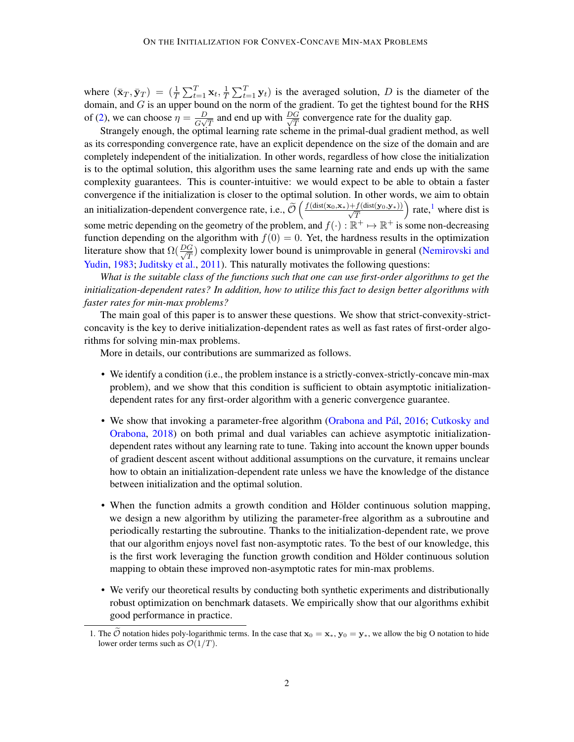where $(\bar{\mathbf{x}}_T, \bar{\mathbf{y}}_T) = (\frac{1}{T}\sum_{t=1}^{T}\mathbf{x}_t, \frac{1}{T}\sum_{t=1}^{T}\mathbf{y}_t)$ is the averaged solution, $D$ is the diameter of the domain, and $G$ is an upper bound on the norm of the gradient. To get the tightest bound for the RHS of (2), we can choose $\eta = \frac{D}{G\sqrt{T}}$ and end up with $\frac{DG}{\sqrt{T}}$ convergence rate for the duality gap.

Strangely enough, the optimal learning rate scheme in the primal-dual gradient method, as well as its corresponding convergence rate, have an explicit dependence on the size of the domain and are completely independent of the initialization. In other words, regardless of how close the initialization is to the optimal solution, this algorithm uses the same learning rate and ends up with the same complexity guarantees. This is counter-intuitive: we would expect to be able to obtain a faster convergence if the initialization is closer to the optimal solution. In other words, we aim to obtain an initialization-dependent convergence rate, i.e., $\widetilde{\mathcal{O}}\left(\frac{f(\text{dist}(\mathbf{x}_0,\mathbf{x}_*))+f(\text{dist}(\mathbf{y}_0,\mathbf{y}_*))}{\sqrt{T}}\right)$ rate,[1] where dist is some metric depending on the geometry of the problem, and $f(\cdot): \mathbb{R}^+ \mapsto \mathbb{R}^+$ is some non-decreasing function depending on the algorithm with $f(0) = 0$. Yet, the hardness results in the optimization literature show that $\Omega(\frac{DG}{\sqrt{T}})$ complexity lower bound is unimprovable in general (Nemirovski and Yudin, 1983; Juditsky et al., 2011). This naturally motivates the following questions:

*What is the suitable class of the functions such that one can use first-order algorithms to get the initialization-dependent rates? In addition, how to utilize this fact to design better algorithms with faster rates for min-max problems?*

The main goal of this paper is to answer these questions. We show that strict-convexity-strict-concavity is the key to derive initialization-dependent rates as well as fast rates of first-order algorithms for solving min-max problems.

More in details, our contributions are summarized as follows.

- We identify a condition (i.e., the problem instance is a strictly-convex-strictly-concave min-max problem), and we show that this condition is sufficient to obtain asymptotic initialization-dependent rates for any first-order algorithm with a generic convergence guarantee.
- We show that invoking a parameter-free algorithm (Orabona and Pál, 2016; Cutkosky and Orabona, 2018) on both primal and dual variables can achieve asymptotic initialization-dependent rates without any learning rate to tune. Taking into account the known upper bounds of gradient descent ascent without additional assumptions on the curvature, it remains unclear how to obtain an initialization-dependent rate unless we have the knowledge of the distance between initialization and the optimal solution.
- When the function admits a growth condition and Hölder continuous solution mapping, we design a new algorithm by utilizing the parameter-free algorithm as a subroutine and periodically restarting the subroutine. Thanks to the initialization-dependent rate, we prove that our algorithm enjoys novel fast non-asymptotic rates. To the best of our knowledge, this is the first work leveraging the function growth condition and Hölder continuous solution mapping to obtain these improved non-asymptotic rates for min-max problems.
- We verify our theoretical results by conducting both synthetic experiments and distributionally robust optimization on benchmark datasets. We empirically show that our algorithms exhibit good performance in practice.

1. The $\widetilde{\mathcal{O}}$ notation hides poly-logarithmic terms. In the case that $\mathbf{x}_0 = \mathbf{x}_*$, $\mathbf{y}_0 = \mathbf{y}_*$, we allow the big O notation to hide lower order terms such as $\mathcal{O}(1/T)$.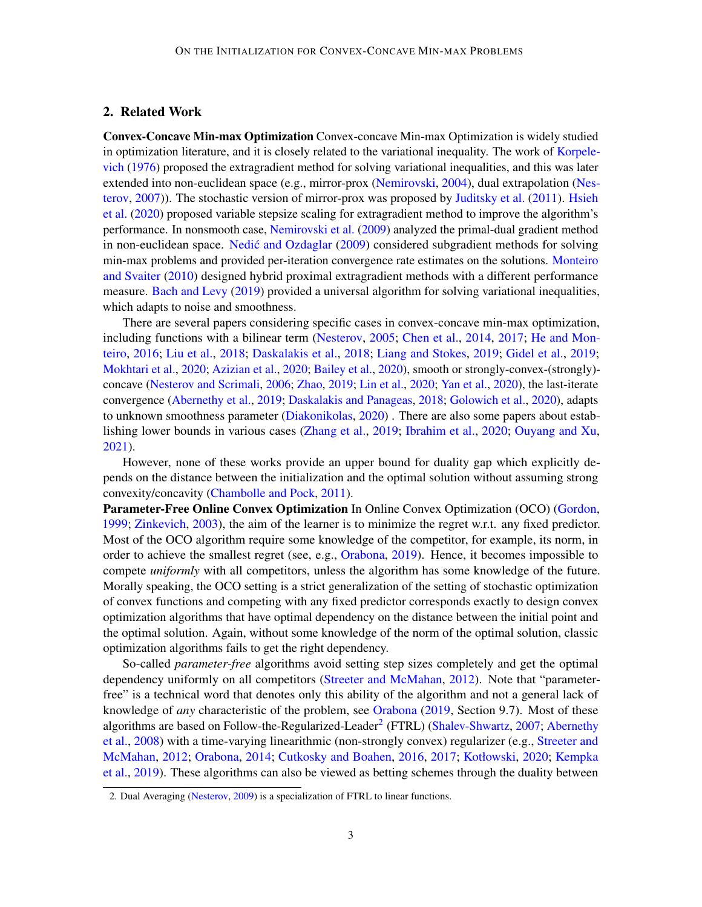## 2. Related Work

**Convex-Concave Min-max Optimization** Convex-concave Min-max Optimization is widely studied in optimization literature, and it is closely related to the variational inequality. The work of Korpelevich (1976) proposed the extragradient method for solving variational inequalities, and this was later extended into non-euclidean space (e.g., mirror-prox (Nemirovski, 2004), dual extrapolation (Nesterov, 2007)). The stochastic version of mirror-prox was proposed by Juditsky et al. (2011). Hsieh et al. (2020) proposed variable stepsize scaling for extragradient method to improve the algorithm's performance. In nonsmooth case, Nemirovski et al. (2009) analyzed the primal-dual gradient method in non-euclidean space. Nedić and Ozdaglar (2009) considered subgradient methods for solving min-max problems and provided per-iteration convergence rate estimates on the solutions. Monteiro and Svaiter (2010) designed hybrid proximal extragradient methods with a different performance measure. Bach and Levy (2019) provided a universal algorithm for solving variational inequalities, which adapts to noise and smoothness.

There are several papers considering specific cases in convex-concave min-max optimization, including functions with a bilinear term (Nesterov, 2005; Chen et al., 2014, 2017; He and Monteiro, 2016; Liu et al., 2018; Daskalakis et al., 2018; Liang and Stokes, 2019; Gidel et al., 2019; Mokhtari et al., 2020; Azizian et al., 2020; Bailey et al., 2020), smooth or strongly-convex-(strongly)-concave (Nesterov and Scrimali, 2006; Zhao, 2019; Lin et al., 2020; Yan et al., 2020), the last-iterate convergence (Abernethy et al., 2019; Daskalakis and Panageas, 2018; Golowich et al., 2020), adapts to unknown smoothness parameter (Diakonikolas, 2020) . There are also some papers about establishing lower bounds in various cases (Zhang et al., 2019; Ibrahim et al., 2020; Ouyang and Xu, 2021).

However, none of these works provide an upper bound for duality gap which explicitly depends on the distance between the initialization and the optimal solution without assuming strong convexity/concavity (Chambolle and Pock, 2011).

**Parameter-Free Online Convex Optimization** In Online Convex Optimization (OCO) (Gordon, 1999; Zinkevich, 2003), the aim of the learner is to minimize the regret w.r.t. any fixed predictor. Most of the OCO algorithm require some knowledge of the competitor, for example, its norm, in order to achieve the smallest regret (see, e.g., Orabona, 2019). Hence, it becomes impossible to compete *uniformly* with all competitors, unless the algorithm has some knowledge of the future. Morally speaking, the OCO setting is a strict generalization of the setting of stochastic optimization of convex functions and competing with any fixed predictor corresponds exactly to design convex optimization algorithms that have optimal dependency on the distance between the initial point and the optimal solution. Again, without some knowledge of the norm of the optimal solution, classic optimization algorithms fails to get the right dependency.

So-called *parameter-free* algorithms avoid setting step sizes completely and get the optimal dependency uniformly on all competitors (Streeter and McMahan, 2012). Note that "parameter-free" is a technical word that denotes only this ability of the algorithm and not a general lack of knowledge of *any* characteristic of the problem, see Orabona (2019, Section 9.7). Most of these algorithms are based on Follow-the-Regularized-Leader[2] (FTRL) (Shalev-Shwartz, 2007; Abernethy et al., 2008) with a time-varying linearithmic (non-strongly convex) regularizer (e.g., Streeter and McMahan, 2012; Orabona, 2014; Cutkosky and Boahen, 2016, 2017; Kotłowski, 2020; Kempka et al., 2019). These algorithms can also be viewed as betting schemes through the duality between

2. Dual Averaging (Nesterov, 2009) is a specialization of FTRL to linear functions.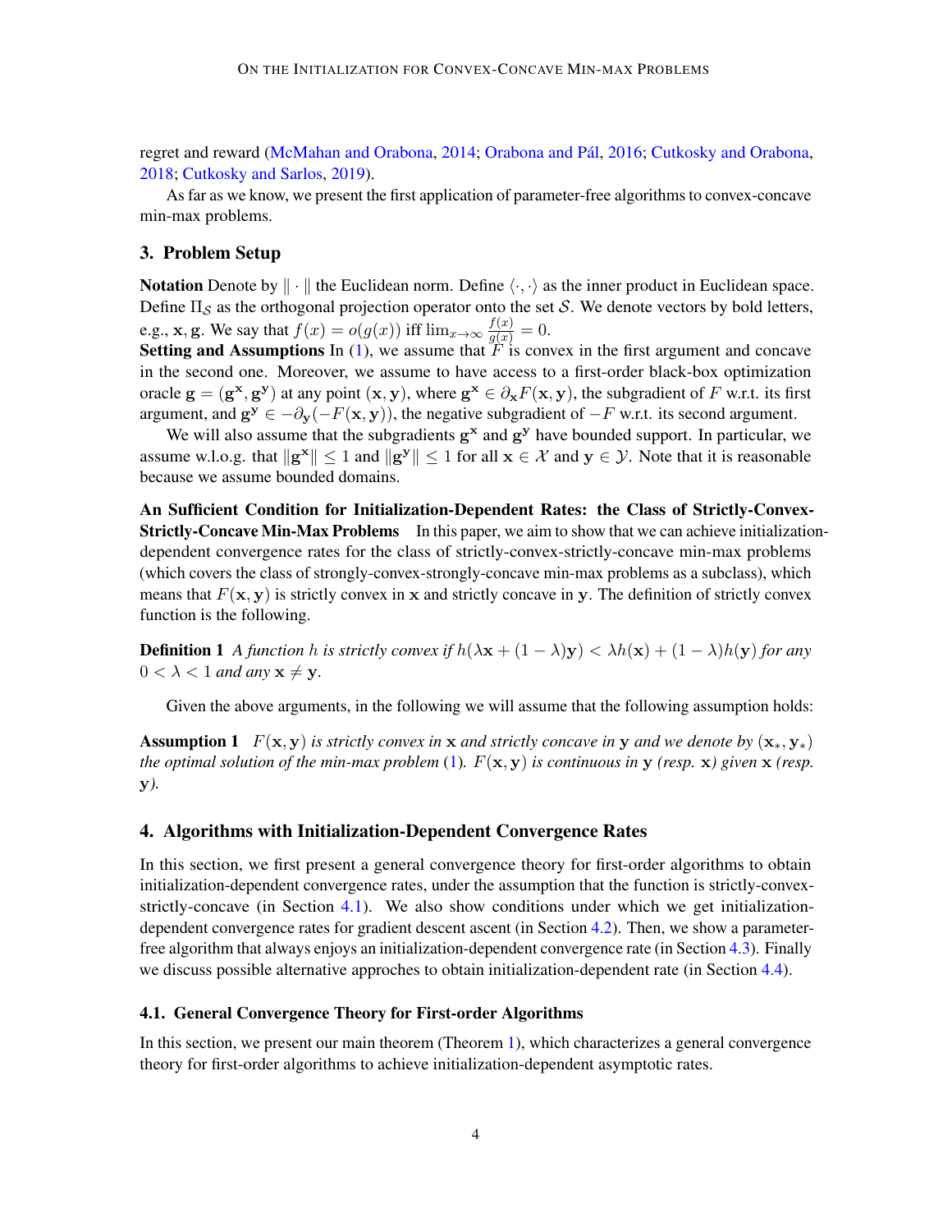regret and reward (McMahan and Orabona, 2014; Orabona and Pál, 2016; Cutkosky and Orabona, 2018; Cutkosky and Sarlos, 2019).

As far as we know, we present the first application of parameter-free algorithms to convex-concave min-max problems.

## 3. Problem Setup

**Notation** Denote by $\|\cdot\|$ the Euclidean norm. Define $\langle \cdot, \cdot \rangle$ as the inner product in Euclidean space. Define $\Pi_{\mathcal{S}}$ as the orthogonal projection operator onto the set $\mathcal{S}$. We denote vectors by bold letters, e.g., $\mathbf{x}, \mathbf{g}$. We say that $f(x) = o(g(x))$ iff $\lim_{x\to\infty} \frac{f(x)}{g(x)} = 0$.

**Setting and Assumptions** In (1), we assume that $F$ is convex in the first argument and concave in the second one. Moreover, we assume to have access to a first-order black-box optimization oracle $\mathbf{g} = (\mathbf{g}^{\mathbf{x}}, \mathbf{g}^{\mathbf{y}})$ at any point $(\mathbf{x}, \mathbf{y})$, where $\mathbf{g}^{\mathbf{x}} \in \partial_{\mathbf{x}} F(\mathbf{x}, \mathbf{y})$, the subgradient of $F$ w.r.t. its first argument, and $\mathbf{g}^{\mathbf{y}} \in -\partial_{\mathbf{y}}(-F(\mathbf{x}, \mathbf{y}))$, the negative subgradient of $-F$ w.r.t. its second argument.

We will also assume that the subgradients $\mathbf{g}^{\mathbf{x}}$ and $\mathbf{g}^{\mathbf{y}}$ have bounded support. In particular, we assume w.l.o.g. that $\|\mathbf{g}^{\mathbf{x}}\| \leq 1$ and $\|\mathbf{g}^{\mathbf{y}}\| \leq 1$ for all $\mathbf{x} \in \mathcal{X}$ and $\mathbf{y} \in \mathcal{Y}$. Note that it is reasonable because we assume bounded domains.

**An Sufficient Condition for Initialization-Dependent Rates: the Class of Strictly-Convex-Strictly-Concave Min-Max Problems** In this paper, we aim to show that we can achieve initialization-dependent convergence rates for the class of strictly-convex-strictly-concave min-max problems (which covers the class of strongly-convex-strongly-concave min-max problems as a subclass), which means that $F(\mathbf{x}, \mathbf{y})$ is strictly convex in $\mathbf{x}$ and strictly concave in $\mathbf{y}$. The definition of strictly convex function is the following.

**Definition 1** *A function $h$ is strictly convex if $h(\lambda\mathbf{x} + (1-\lambda)\mathbf{y}) < \lambda h(\mathbf{x}) + (1-\lambda)h(\mathbf{y})$ for any $0 < \lambda < 1$ and any $\mathbf{x} \neq \mathbf{y}$.*

Given the above arguments, in the following we will assume that the following assumption holds:

**Assumption 1** *$F(\mathbf{x}, \mathbf{y})$ is strictly convex in $\mathbf{x}$ and strictly concave in $\mathbf{y}$ and we denote by $(\mathbf{x}_*, \mathbf{y}_*)$ the optimal solution of the min-max problem (1). $F(\mathbf{x}, \mathbf{y})$ is continuous in $\mathbf{y}$ (resp. $\mathbf{x}$) given $\mathbf{x}$ (resp. $\mathbf{y}$).*

## 4. Algorithms with Initialization-Dependent Convergence Rates

In this section, we first present a general convergence theory for first-order algorithms to obtain initialization-dependent convergence rates, under the assumption that the function is strictly-convex-strictly-concave (in Section 4.1). We also show conditions under which we get initialization-dependent convergence rates for gradient descent ascent (in Section 4.2). Then, we show a parameter-free algorithm that always enjoys an initialization-dependent convergence rate (in Section 4.3). Finally we discuss possible alternative approches to obtain initialization-dependent rate (in Section 4.4).

### 4.1. General Convergence Theory for First-order Algorithms

In this section, we present our main theorem (Theorem 1), which characterizes a general convergence theory for first-order algorithms to achieve initialization-dependent asymptotic rates.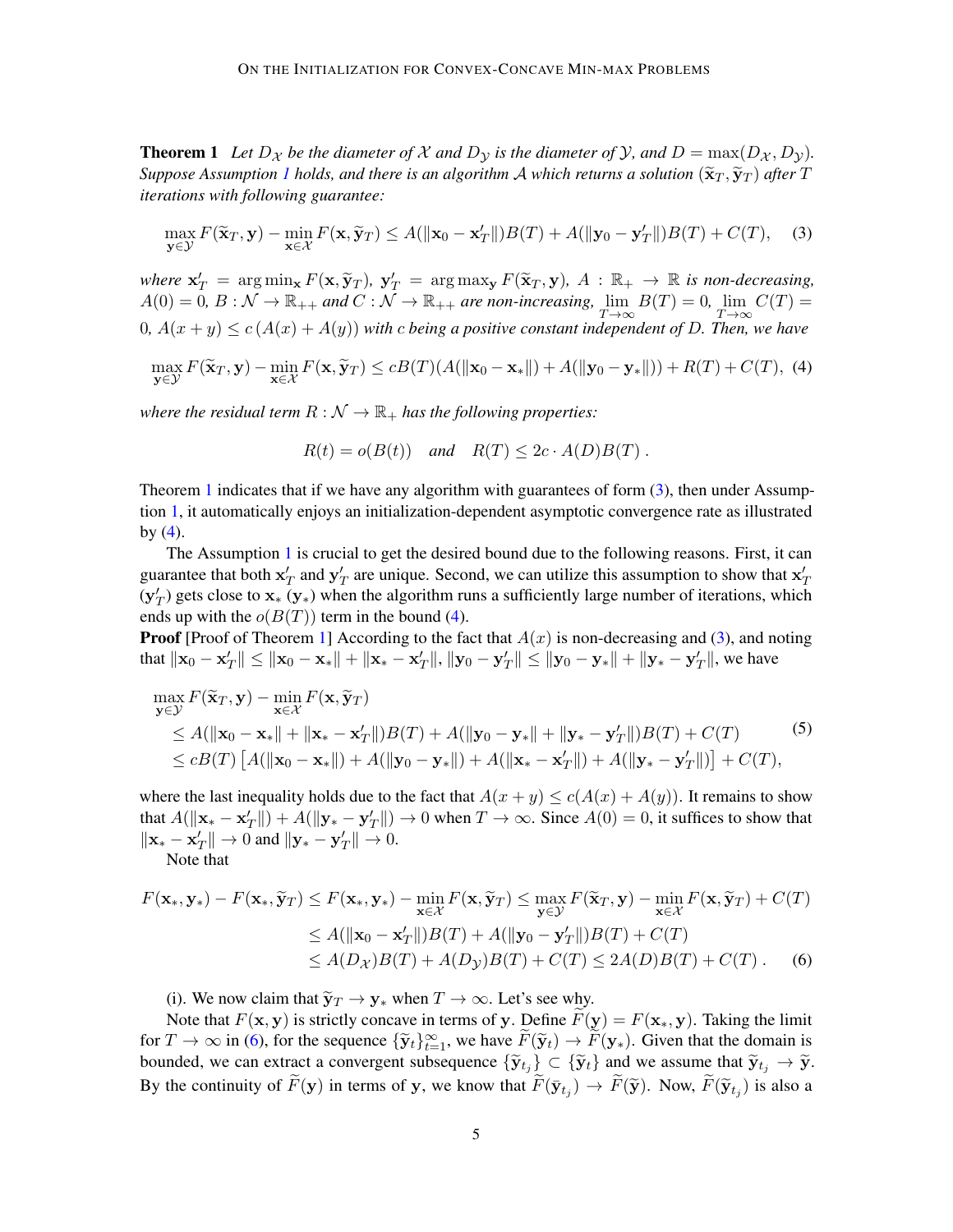**Theorem 1** *Let $D_{\mathcal{X}}$ be the diameter of $\mathcal{X}$ and $D_{\mathcal{Y}}$ is the diameter of $\mathcal{Y}$, and $D = \max(D_{\mathcal{X}}, D_{\mathcal{Y}})$. Suppose Assumption 1 holds, and there is an algorithm $\mathcal{A}$ which returns a solution $(\widetilde{\mathbf{x}}_T, \widetilde{\mathbf{y}}_T)$ after $T$ iterations with following guarantee:*

$$\max_{\mathbf{y}\in\mathcal{Y}} F(\widetilde{\mathbf{x}}_T, \mathbf{y}) - \min_{\mathbf{x}\in\mathcal{X}} F(\mathbf{x}, \widetilde{\mathbf{y}}_T) \leq A(\|\mathbf{x}_0 - \mathbf{x}'_T\|)B(T) + A(\|\mathbf{y}_0 - \mathbf{y}'_T\|)B(T) + C(T), \quad (3)$$

*where $\mathbf{x}'_T = \arg\min_{\mathbf{x}} F(\mathbf{x}, \widetilde{\mathbf{y}}_T)$, $\mathbf{y}'_T = \arg\max_{\mathbf{y}} F(\widetilde{\mathbf{x}}_T, \mathbf{y})$, $A : \mathbb{R}_+ \to \mathbb{R}$ is non-decreasing, $A(0) = 0$, $B : \mathcal{N} \to \mathbb{R}_{++}$ and $C : \mathcal{N} \to \mathbb{R}_{++}$ are non-increasing, $\lim_{T\to\infty} B(T) = 0$, $\lim_{T\to\infty} C(T) = 0$, $A(x + y) \leq c\,(A(x) + A(y))$ with $c$ being a positive constant independent of $D$. Then, we have*

$$\max_{\mathbf{y}\in\mathcal{Y}} F(\widetilde{\mathbf{x}}_T, \mathbf{y}) - \min_{\mathbf{x}\in\mathcal{X}} F(\mathbf{x}, \widetilde{\mathbf{y}}_T) \leq cB(T)(A(\|\mathbf{x}_0 - \mathbf{x}_*\|) + A(\|\mathbf{y}_0 - \mathbf{y}_*\|)) + R(T) + C(T), \quad (4)$$

*where the residual term $R : \mathcal{N} \to \mathbb{R}_+$ has the following properties:*

$$R(t) = o(B(t)) \quad \text{and} \quad R(T) \leq 2c \cdot A(D)B(T)\ .$$

Theorem 1 indicates that if we have any algorithm with guarantees of form (3), then under Assumption 1, it automatically enjoys an initialization-dependent asymptotic convergence rate as illustrated by (4).

The Assumption 1 is crucial to get the desired bound due to the following reasons. First, it can guarantee that both $\mathbf{x}'_T$ and $\mathbf{y}'_T$ are unique. Second, we can utilize this assumption to show that $\mathbf{x}'_T$ ($\mathbf{y}'_T$) gets close to $\mathbf{x}_*$ ($\mathbf{y}_*$) when the algorithm runs a sufficiently large number of iterations, which ends up with the $o(B(T))$ term in the bound (4).

**Proof** [Proof of Theorem 1] According to the fact that $A(x)$ is non-decreasing and (3), and noting that $\|\mathbf{x}_0 - \mathbf{x}'_T\| \leq \|\mathbf{x}_0 - \mathbf{x}_*\| + \|\mathbf{x}_* - \mathbf{x}'_T\|$, $\|\mathbf{y}_0 - \mathbf{y}'_T\| \leq \|\mathbf{y}_0 - \mathbf{y}_*\| + \|\mathbf{y}_* - \mathbf{y}'_T\|$, we have

$$\begin{aligned}
&\max_{\mathbf{y}\in\mathcal{Y}} F(\widetilde{\mathbf{x}}_T, \mathbf{y}) - \min_{\mathbf{x}\in\mathcal{X}} F(\mathbf{x}, \widetilde{\mathbf{y}}_T) \\
&\leq A(\|\mathbf{x}_0 - \mathbf{x}_*\| + \|\mathbf{x}_* - \mathbf{x}'_T\|)B(T) + A(\|\mathbf{y}_0 - \mathbf{y}_*\| + \|\mathbf{y}_* - \mathbf{y}'_T\|)B(T) + C(T) \\
&\leq cB(T)\left[A(\|\mathbf{x}_0 - \mathbf{x}_*\|) + A(\|\mathbf{y}_0 - \mathbf{y}_*\|) + A(\|\mathbf{x}_* - \mathbf{x}'_T\|) + A(\|\mathbf{y}_* - \mathbf{y}'_T\|)\right] + C(T),
\end{aligned} \quad (5)$$

where the last inequality holds due to the fact that $A(x + y) \leq c(A(x) + A(y))$. It remains to show that $A(\|\mathbf{x}_* - \mathbf{x}'_T\|) + A(\|\mathbf{y}_* - \mathbf{y}'_T\|) \to 0$ when $T \to \infty$. Since $A(0) = 0$, it suffices to show that $\|\mathbf{x}_* - \mathbf{x}'_T\| \to 0$ and $\|\mathbf{y}_* - \mathbf{y}'_T\| \to 0$.

Note that

$$\begin{aligned}
F(\mathbf{x}_*, \mathbf{y}_*) - F(\mathbf{x}_*, \widetilde{\mathbf{y}}_T) &\leq F(\mathbf{x}_*, \mathbf{y}_*) - \min_{\mathbf{x}\in\mathcal{X}} F(\mathbf{x}, \widetilde{\mathbf{y}}_T) \leq \max_{\mathbf{y}\in\mathcal{Y}} F(\widetilde{\mathbf{x}}_T, \mathbf{y}) - \min_{\mathbf{x}\in\mathcal{X}} F(\mathbf{x}, \widetilde{\mathbf{y}}_T) + C(T) \\
&\leq A(\|\mathbf{x}_0 - \mathbf{x}'_T\|)B(T) + A(\|\mathbf{y}_0 - \mathbf{y}'_T\|)B(T) + C(T) \\
&\leq A(D_{\mathcal{X}})B(T) + A(D_{\mathcal{Y}})B(T) + C(T) \leq 2A(D)B(T) + C(T)\ . \quad (6)
\end{aligned}$$

(i). We now claim that $\widetilde{\mathbf{y}}_T \to \mathbf{y}_*$ when $T \to \infty$. Let's see why.

Note that $F(\mathbf{x}, \mathbf{y})$ is strictly concave in terms of $\mathbf{y}$. Define $\widetilde{F}(\mathbf{y}) = F(\mathbf{x}_*, \mathbf{y})$. Taking the limit for $T \to \infty$ in (6), for the sequence $\{\widetilde{\mathbf{y}}_t\}_{t=1}^{\infty}$, we have $\widetilde{F}(\widetilde{\mathbf{y}}_t) \to \widetilde{F}(\mathbf{y}_*)$. Given that the domain is bounded, we can extract a convergent subsequence $\{\widetilde{\mathbf{y}}_{t_j}\} \subset \{\widetilde{\mathbf{y}}_t\}$ and we assume that $\widetilde{\mathbf{y}}_{t_j} \to \widetilde{\mathbf{y}}$. By the continuity of $\widetilde{F}(\mathbf{y})$ in terms of $\mathbf{y}$, we know that $\widetilde{F}(\bar{\mathbf{y}}_{t_j}) \to \widetilde{F}(\widetilde{\mathbf{y}})$. Now, $\widetilde{F}(\widetilde{\mathbf{y}}_{t_j})$ is also a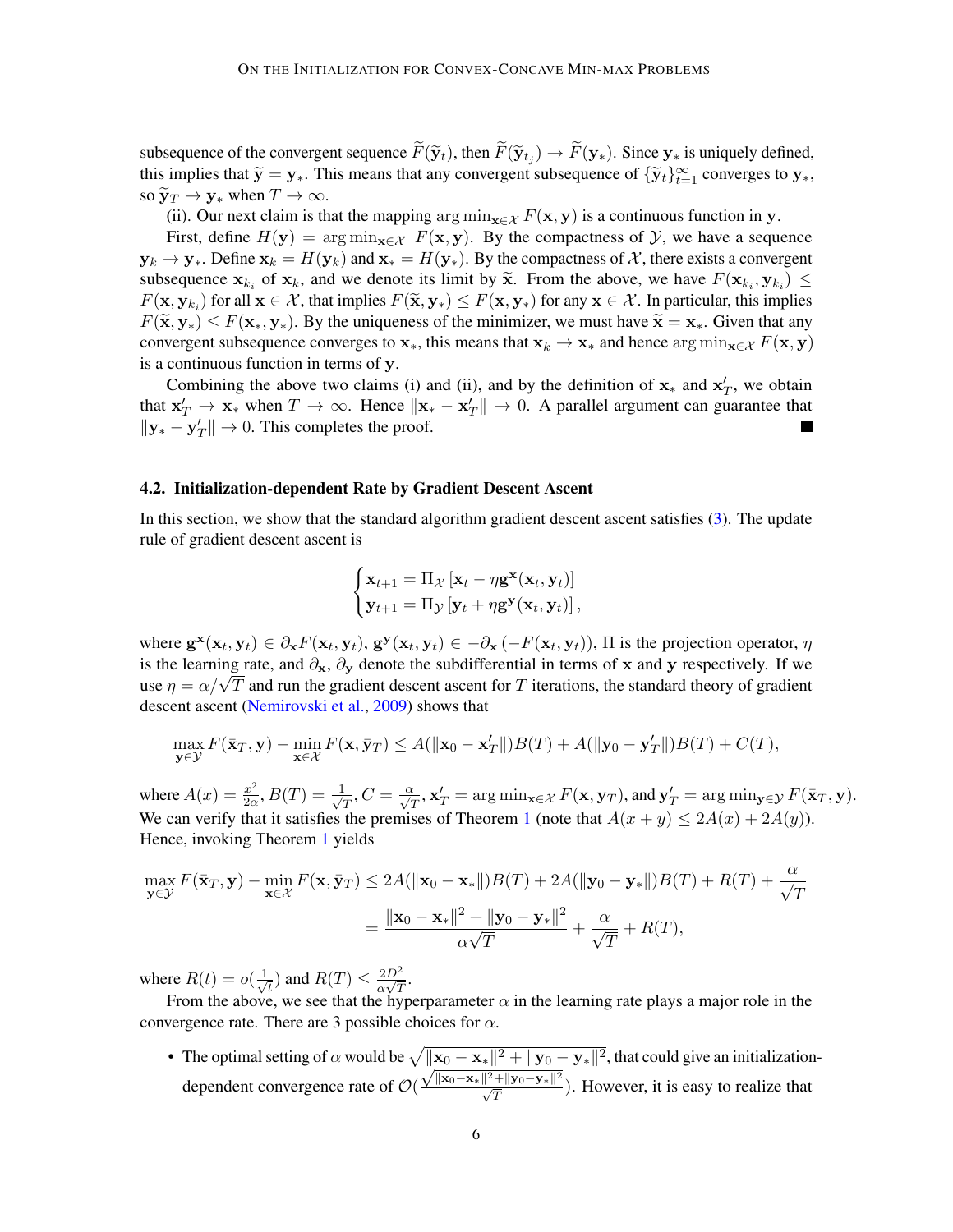subsequence of the convergent sequence $\widetilde{F}(\widetilde{\mathbf{y}}_t)$, then $\widetilde{F}(\widetilde{\mathbf{y}}_{t_j}) \to \widetilde{F}(\mathbf{y}_*)$. Since $\mathbf{y}_*$ is uniquely defined, this implies that $\widetilde{\mathbf{y}} = \mathbf{y}_*$. This means that any convergent subsequence of $\{\widetilde{\mathbf{y}}_t\}_{t=1}^{\infty}$ converges to $\mathbf{y}_*$, so $\widetilde{\mathbf{y}}_T \to \mathbf{y}_*$ when $T \to \infty$.

(ii). Our next claim is that the mapping $\arg\min_{\mathbf{x}\in\mathcal{X}} F(\mathbf{x}, \mathbf{y})$ is a continuous function in $\mathbf{y}$.

First, define $H(\mathbf{y}) = \arg\min_{\mathbf{x}\in\mathcal{X}} \; F(\mathbf{x}, \mathbf{y})$. By the compactness of $\mathcal{Y}$, we have a sequence $\mathbf{y}_k \to \mathbf{y}_*$. Define $\mathbf{x}_k = H(\mathbf{y}_k)$ and $\mathbf{x}_* = H(\mathbf{y}_*)$. By the compactness of $\mathcal{X}$, there exists a convergent subsequence $\mathbf{x}_{k_i}$ of $\mathbf{x}_k$, and we denote its limit by $\widetilde{\mathbf{x}}$. From the above, we have $F(\mathbf{x}_{k_i}, \mathbf{y}_{k_i}) \leq F(\mathbf{x}, \mathbf{y}_{k_i})$ for all $\mathbf{x} \in \mathcal{X}$, that implies $F(\widetilde{\mathbf{x}}, \mathbf{y}_*) \leq F(\mathbf{x}, \mathbf{y}_*)$ for any $\mathbf{x} \in \mathcal{X}$. In particular, this implies $F(\widetilde{\mathbf{x}}, \mathbf{y}_*) \leq F(\mathbf{x}_*, \mathbf{y}_*)$. By the uniqueness of the minimizer, we must have $\widetilde{\mathbf{x}} = \mathbf{x}_*$. Given that any convergent subsequence converges to $\mathbf{x}_*$, this means that $\mathbf{x}_k \to \mathbf{x}_*$ and hence $\arg\min_{\mathbf{x}\in\mathcal{X}} F(\mathbf{x}, \mathbf{y})$ is a continuous function in terms of $\mathbf{y}$.

Combining the above two claims (i) and (ii), and by the definition of $\mathbf{x}_*$ and $\mathbf{x}'_T$, we obtain that $\mathbf{x}'_T \to \mathbf{x}_*$ when $T \to \infty$. Hence $\|\mathbf{x}_* - \mathbf{x}'_T\| \to 0$. A parallel argument can guarantee that $\|\mathbf{y}_* - \mathbf{y}'_T\| \to 0$. This completes the proof. ■

### 4.2. Initialization-dependent Rate by Gradient Descent Ascent

In this section, we show that the standard algorithm gradient descent ascent satisfies (3). The update rule of gradient descent ascent is

$$\begin{cases} \mathbf{x}_{t+1} = \Pi_{\mathcal{X}}\left[\mathbf{x}_t - \eta \mathbf{g}^{\mathbf{x}}(\mathbf{x}_t, \mathbf{y}_t)\right] \\ \mathbf{y}_{t+1} = \Pi_{\mathcal{Y}}\left[\mathbf{y}_t + \eta \mathbf{g}^{\mathbf{y}}(\mathbf{x}_t, \mathbf{y}_t)\right], \end{cases}$$

where $\mathbf{g}^{\mathbf{x}}(\mathbf{x}_t, \mathbf{y}_t) \in \partial_{\mathbf{x}} F(\mathbf{x}_t, \mathbf{y}_t)$, $\mathbf{g}^{\mathbf{y}}(\mathbf{x}_t, \mathbf{y}_t) \in -\partial_{\mathbf{x}}\left(-F(\mathbf{x}_t, \mathbf{y}_t)\right)$, $\Pi$ is the projection operator, $\eta$ is the learning rate, and $\partial_{\mathbf{x}}$, $\partial_{\mathbf{y}}$ denote the subdifferential in terms of $\mathbf{x}$ and $\mathbf{y}$ respectively. If we use $\eta = \alpha/\sqrt{T}$ and run the gradient descent ascent for $T$ iterations, the standard theory of gradient descent ascent (Nemirovski et al., 2009) shows that

$$\max_{\mathbf{y}\in\mathcal{Y}} F(\bar{\mathbf{x}}_T, \mathbf{y}) - \min_{\mathbf{x}\in\mathcal{X}} F(\mathbf{x}, \bar{\mathbf{y}}_T) \leq A(\|\mathbf{x}_0 - \mathbf{x}'_T\|)B(T) + A(\|\mathbf{y}_0 - \mathbf{y}'_T\|)B(T) + C(T),$$

where $A(x) = \frac{x^2}{2\alpha}$, $B(T) = \frac{1}{\sqrt{T}}$, $C = \frac{\alpha}{\sqrt{T}}$, $\mathbf{x}'_T = \arg\min_{\mathbf{x}\in\mathcal{X}} F(\mathbf{x}, \mathbf{y}_T)$, and $\mathbf{y}'_T = \arg\min_{\mathbf{y}\in\mathcal{Y}} F(\bar{\mathbf{x}}_T, \mathbf{y})$. We can verify that it satisfies the premises of Theorem 1 (note that $A(x+y) \leq 2A(x) + 2A(y)$). Hence, invoking Theorem 1 yields

$$\begin{aligned} \max_{\mathbf{y}\in\mathcal{Y}} F(\bar{\mathbf{x}}_T, \mathbf{y}) - \min_{\mathbf{x}\in\mathcal{X}} F(\mathbf{x}, \bar{\mathbf{y}}_T) &\leq 2A(\|\mathbf{x}_0 - \mathbf{x}_*\|)B(T) + 2A(\|\mathbf{y}_0 - \mathbf{y}_*\|)B(T) + R(T) + \frac{\alpha}{\sqrt{T}} \\ &= \frac{\|\mathbf{x}_0 - \mathbf{x}_*\|^2 + \|\mathbf{y}_0 - \mathbf{y}_*\|^2}{\alpha\sqrt{T}} + \frac{\alpha}{\sqrt{T}} + R(T), \end{aligned}$$

where $R(t) = o(\frac{1}{\sqrt{t}})$ and $R(T) \leq \frac{2D^2}{\alpha\sqrt{T}}$.

From the above, we see that the hyperparameter $\alpha$ in the learning rate plays a major role in the convergence rate. There are 3 possible choices for $\alpha$.

- The optimal setting of $\alpha$ would be $\sqrt{\|\mathbf{x}_0 - \mathbf{x}_*\|^2 + \|\mathbf{y}_0 - \mathbf{y}_*\|^2}$, that could give an initialization-dependent convergence rate of $\mathcal{O}(\frac{\sqrt{\|\mathbf{x}_0 - \mathbf{x}_*\|^2 + \|\mathbf{y}_0 - \mathbf{y}_*\|^2}}{\sqrt{T}})$. However, it is easy to realize that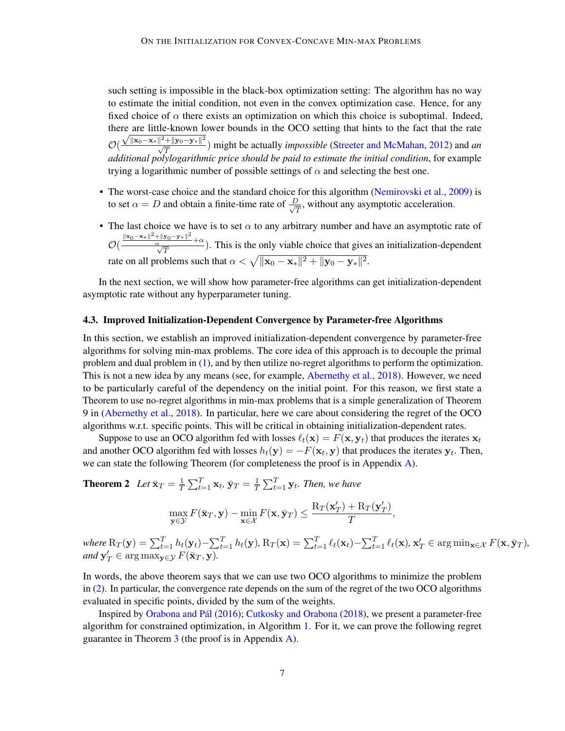such setting is impossible in the black-box optimization setting: The algorithm has no way to estimate the initial condition, not even in the convex optimization case. Hence, for any fixed choice of $\alpha$ there exists an optimization on which this choice is suboptimal. Indeed, there are little-known lower bounds in the OCO setting that hints to the fact that the rate $\mathcal{O}(\frac{\sqrt{\|\mathbf{x}_0-\mathbf{x}_*\|^2+\|\mathbf{y}_0-\mathbf{y}_*\|^2}}{\sqrt{T}})$ might be actually *impossible* (Streeter and McMahan, 2012) and *an additional polylogarithmic price should be paid to estimate the initial condition*, for example trying a logarithmic number of possible settings of $\alpha$ and selecting the best one.

- The worst-case choice and the standard choice for this algorithm (Nemirovski et al., 2009) is to set $\alpha = D$ and obtain a finite-time rate of $\frac{D}{\sqrt{T}}$, without any asymptotic acceleration.
- The last choice we have is to set $\alpha$ to any arbitrary number and have an asymptotic rate of $\mathcal{O}(\frac{\frac{\|\mathbf{x}_0-\mathbf{x}_*\|^2+\|\mathbf{y}_0-\mathbf{y}_*\|^2}{\alpha}+\alpha}{\sqrt{T}})$. This is the only viable choice that gives an initialization-dependent rate on all problems such that $\alpha < \sqrt{\|\mathbf{x}_0-\mathbf{x}_*\|^2+\|\mathbf{y}_0-\mathbf{y}_*\|^2}$.

In the next section, we will show how parameter-free algorithms can get initialization-dependent asymptotic rate without any hyperparameter tuning.

### 4.3. Improved Initialization-Dependent Convergence by Parameter-free Algorithms

In this section, we establish an improved initialization-dependent convergence by parameter-free algorithms for solving min-max problems. The core idea of this approach is to decouple the primal problem and dual problem in (1), and by then utilize no-regret algorithms to perform the optimization. This is not a new idea by any means (see, for example, Abernethy et al., 2018). However, we need to be particularly careful of the dependency on the initial point. For this reason, we first state a Theorem to use no-regret algorithms in min-max problems that is a simple generalization of Theorem 9 in (Abernethy et al., 2018). In particular, here we care about considering the regret of the OCO algorithms w.r.t. specific points. This will be critical in obtaining initialization-dependent rates.

Suppose to use an OCO algorithm fed with losses $\ell_t(\mathbf{x}) = F(\mathbf{x}, \mathbf{y}_t)$ that produces the iterates $\mathbf{x}_t$ and another OCO algorithm fed with losses $h_t(\mathbf{y}) = -F(\mathbf{x}_t, \mathbf{y})$ that produces the iterates $\mathbf{y}_t$. Then, we can state the following Theorem (for completeness the proof is in Appendix A).

**Theorem 2** *Let $\bar{\mathbf{x}}_T = \frac{1}{T}\sum_{t=1}^T \mathbf{x}_t$, $\bar{\mathbf{y}}_T = \frac{1}{T}\sum_{t=1}^T \mathbf{y}_t$. Then, we have*

$$\max_{\mathbf{y}\in\mathcal{Y}} F(\bar{\mathbf{x}}_T, \mathbf{y}) - \min_{\mathbf{x}\in\mathcal{X}} F(\mathbf{x}, \bar{\mathbf{y}}_T) \leq \frac{\mathrm{R}_T(\mathbf{x}'_T) + \mathrm{R}_T(\mathbf{y}'_T)}{T},$$

*where $\mathrm{R}_T(\mathbf{y}) = \sum_{t=1}^T h_t(\mathbf{y}_t) - \sum_{t=1}^T h_t(\mathbf{y})$, $\mathrm{R}_T(\mathbf{x}) = \sum_{t=1}^T \ell_t(\mathbf{x}_t) - \sum_{t=1}^T \ell_t(\mathbf{x})$, $\mathbf{x}'_T \in \arg\min_{\mathbf{x}\in\mathcal{X}} F(\mathbf{x}, \bar{\mathbf{y}}_T)$, and $\mathbf{y}'_T \in \arg\max_{\mathbf{y}\in\mathcal{Y}} F(\bar{\mathbf{x}}_T, \mathbf{y})$.*

In words, the above theorem says that we can use two OCO algorithms to minimize the problem in (2). In particular, the convergence rate depends on the sum of the regret of the two OCO algorithms evaluated in specific points, divided by the sum of the weights.

Inspired by Orabona and Pál (2016); Cutkosky and Orabona (2018), we present a parameter-free algorithm for constrained optimization, in Algorithm 1. For it, we can prove the following regret guarantee in Theorem 3 (the proof is in Appendix A).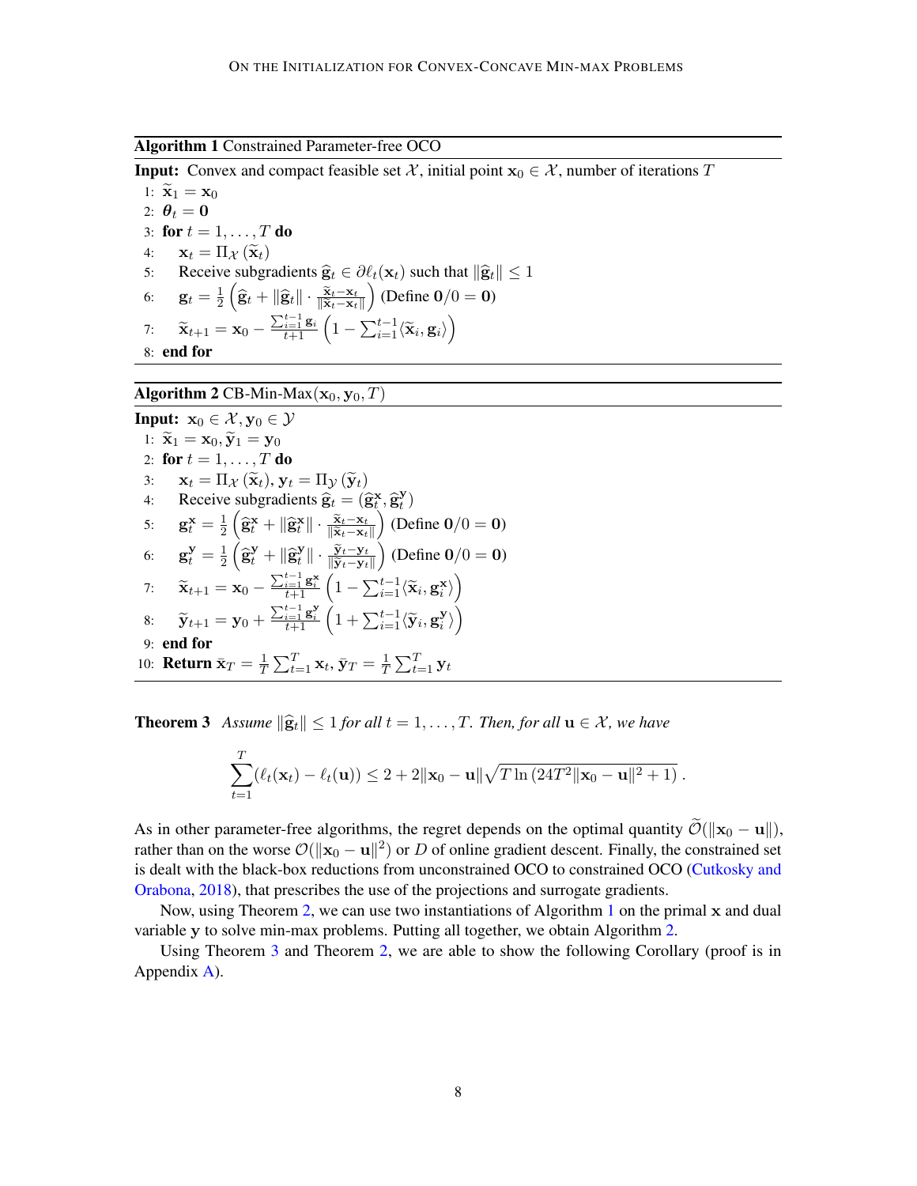**Algorithm 1** Constrained Parameter-free OCO

**Input:** Convex and compact feasible set $\mathcal{X}$, initial point $\mathbf{x}_0 \in \mathcal{X}$, number of iterations $T$

1: $\widetilde{\mathbf{x}}_1 = \mathbf{x}_0$
2: $\boldsymbol{\theta}_t = \mathbf{0}$
3: **for** $t = 1, \dots, T$ **do**
4: $\quad \mathbf{x}_t = \Pi_{\mathcal{X}}\left(\widetilde{\mathbf{x}}_t\right)$
5: $\quad$ Receive subgradients $\widehat{\mathbf{g}}_t \in \partial \ell_t(\mathbf{x}_t)$ such that $\|\widehat{\mathbf{g}}_t\| \leq 1$
6: $\quad \mathbf{g}_t = \frac{1}{2}\left(\widehat{\mathbf{g}}_t + \|\widehat{\mathbf{g}}_t\| \cdot \frac{\widetilde{\mathbf{x}}_t - \mathbf{x}_t}{\|\widetilde{\mathbf{x}}_t - \mathbf{x}_t\|}\right)$ (Define $\mathbf{0}/0 = \mathbf{0}$)
7: $\quad \widetilde{\mathbf{x}}_{t+1} = \mathbf{x}_0 - \frac{\sum_{i=1}^{t-1} \mathbf{g}_i}{t+1}\left(1 - \sum_{i=1}^{t-1} \langle \widetilde{\mathbf{x}}_i, \mathbf{g}_i \rangle\right)$
8: **end for**

**Algorithm 2** CB-Min-Max$(\mathbf{x}_0, \mathbf{y}_0, T)$

**Input:** $\mathbf{x}_0 \in \mathcal{X}, \mathbf{y}_0 \in \mathcal{Y}$

1: $\widetilde{\mathbf{x}}_1 = \mathbf{x}_0, \widetilde{\mathbf{y}}_1 = \mathbf{y}_0$
2: **for** $t = 1, \dots, T$ **do**
3: $\quad \mathbf{x}_t = \Pi_{\mathcal{X}}\left(\widetilde{\mathbf{x}}_t\right), \mathbf{y}_t = \Pi_{\mathcal{Y}}\left(\widetilde{\mathbf{y}}_t\right)$
4: $\quad$ Receive subgradients $\widehat{\mathbf{g}}_t = (\widehat{\mathbf{g}}_t^{\mathbf{x}}, \widehat{\mathbf{g}}_t^{\mathbf{y}})$
5: $\quad \mathbf{g}_t^{\mathbf{x}} = \frac{1}{2}\left(\widehat{\mathbf{g}}_t^{\mathbf{x}} + \|\widehat{\mathbf{g}}_t^{\mathbf{x}}\| \cdot \frac{\widetilde{\mathbf{x}}_t - \mathbf{x}_t}{\|\widetilde{\mathbf{x}}_t - \mathbf{x}_t\|}\right)$ (Define $\mathbf{0}/0 = \mathbf{0}$)
6: $\quad \mathbf{g}_t^{\mathbf{y}} = \frac{1}{2}\left(\widehat{\mathbf{g}}_t^{\mathbf{y}} + \|\widehat{\mathbf{g}}_t^{\mathbf{y}}\| \cdot \frac{\widetilde{\mathbf{y}}_t - \mathbf{y}_t}{\|\widetilde{\mathbf{y}}_t - \mathbf{y}_t\|}\right)$ (Define $\mathbf{0}/0 = \mathbf{0}$)
7: $\quad \widetilde{\mathbf{x}}_{t+1} = \mathbf{x}_0 - \frac{\sum_{i=1}^{t-1} \mathbf{g}_i^{\mathbf{x}}}{t+1}\left(1 - \sum_{i=1}^{t-1} \langle \widetilde{\mathbf{x}}_i, \mathbf{g}_i^{\mathbf{x}} \rangle\right)$
8: $\quad \widetilde{\mathbf{y}}_{t+1} = \mathbf{y}_0 + \frac{\sum_{i=1}^{t-1} \mathbf{g}_i^{\mathbf{y}}}{t+1}\left(1 + \sum_{i=1}^{t-1} \langle \widetilde{\mathbf{y}}_i, \mathbf{g}_i^{\mathbf{y}} \rangle\right)$
9: **end for**
10: **Return** $\bar{\mathbf{x}}_T = \frac{1}{T}\sum_{t=1}^{T} \mathbf{x}_t, \bar{\mathbf{y}}_T = \frac{1}{T}\sum_{t=1}^{T} \mathbf{y}_t$

**Theorem 3** *Assume $\|\widehat{\mathbf{g}}_t\| \leq 1$ for all $t = 1, \dots, T$. Then, for all $\mathbf{u} \in \mathcal{X}$, we have*

$$\sum_{t=1}^{T} (\ell_t(\mathbf{x}_t) - \ell_t(\mathbf{u})) \leq 2 + 2\|\mathbf{x}_0 - \mathbf{u}\| \sqrt{T \ln\left(24T^2 \|\mathbf{x}_0 - \mathbf{u}\|^2 + 1\right)}\,.$$

As in other parameter-free algorithms, the regret depends on the optimal quantity $\widetilde{\mathcal{O}}(\|\mathbf{x}_0 - \mathbf{u}\|)$, rather than on the worse $\mathcal{O}(\|\mathbf{x}_0 - \mathbf{u}\|^2)$ or $D$ of online gradient descent. Finally, the constrained set is dealt with the black-box reductions from unconstrained OCO to constrained OCO (Cutkosky and Orabona, 2018), that prescribes the use of the projections and surrogate gradients.

Now, using Theorem 2, we can use two instantiations of Algorithm 1 on the primal $\mathbf{x}$ and dual variable $\mathbf{y}$ to solve min-max problems. Putting all together, we obtain Algorithm 2.

Using Theorem 3 and Theorem 2, we are able to show the following Corollary (proof is in Appendix A).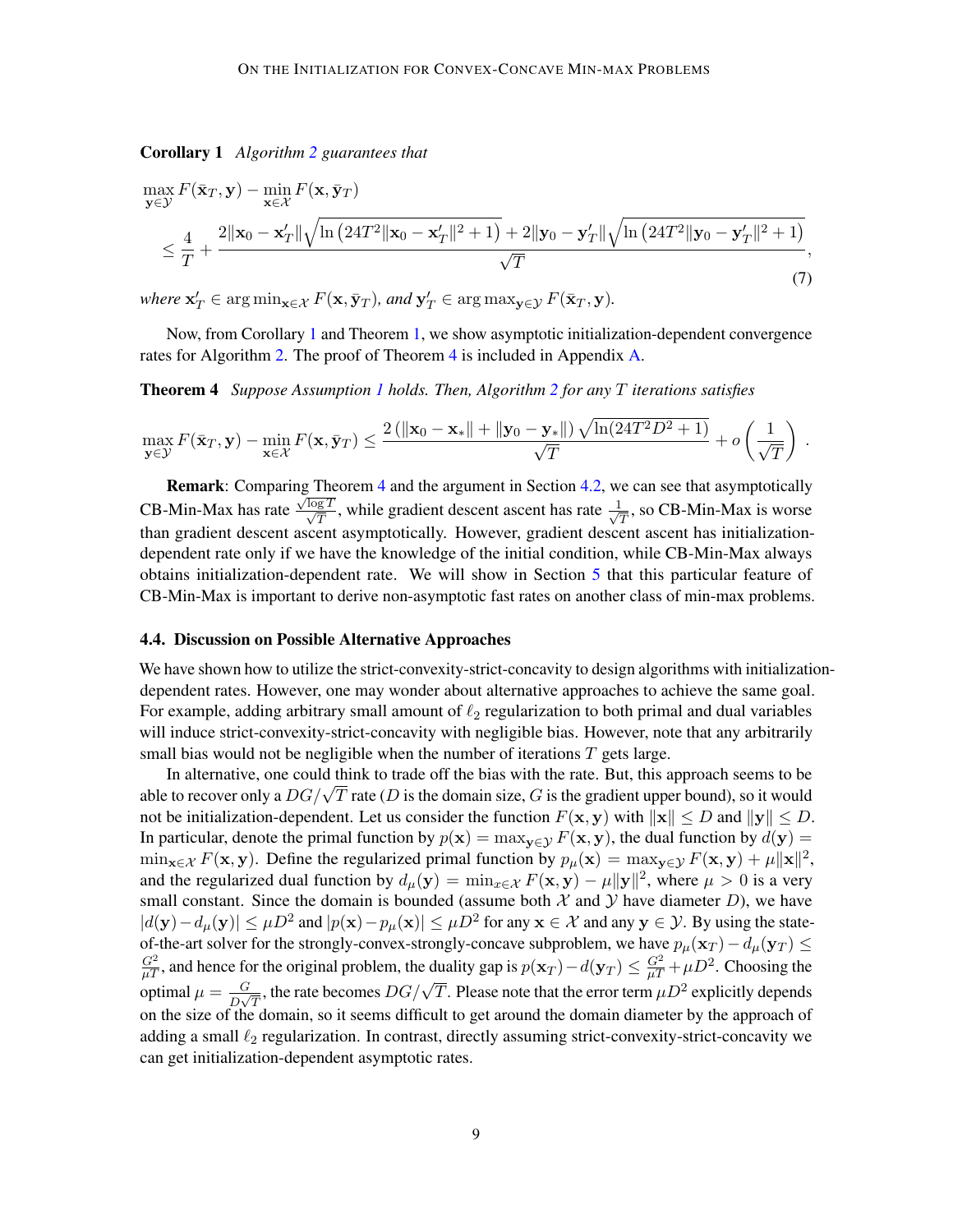**Corollary 1** *Algorithm 2 guarantees that*

$$
\begin{aligned}
&\max_{\mathbf{y}\in\mathcal{Y}} F(\bar{\mathbf{x}}_T, \mathbf{y}) - \min_{\mathbf{x}\in\mathcal{X}} F(\mathbf{x}, \bar{\mathbf{y}}_T) \\
&\quad \le \frac{4}{T} + \frac{2\|\mathbf{x}_0 - \mathbf{x}'_T\|\sqrt{\ln\left(24T^2\|\mathbf{x}_0 - \mathbf{x}'_T\|^2 + 1\right)} + 2\|\mathbf{y}_0 - \mathbf{y}'_T\|\sqrt{\ln\left(24T^2\|\mathbf{y}_0 - \mathbf{y}'_T\|^2 + 1\right)}}{\sqrt{T}},
\end{aligned}
\tag{7}
$$

*where* $\mathbf{x}'_T \in \arg\min_{\mathbf{x}\in\mathcal{X}} F(\mathbf{x}, \bar{\mathbf{y}}_T)$*, and* $\mathbf{y}'_T \in \arg\max_{\mathbf{y}\in\mathcal{Y}} F(\bar{\mathbf{x}}_T, \mathbf{y})$.

Now, from Corollary 1 and Theorem 1, we show asymptotic initialization-dependent convergence rates for Algorithm 2. The proof of Theorem 4 is included in Appendix A.

**Theorem 4** *Suppose Assumption 1 holds. Then, Algorithm 2 for any $T$ iterations satisfies*

$$
\max_{\mathbf{y}\in\mathcal{Y}} F(\bar{\mathbf{x}}_T, \mathbf{y}) - \min_{\mathbf{x}\in\mathcal{X}} F(\mathbf{x}, \bar{\mathbf{y}}_T) \le \frac{2\left(\|\mathbf{x}_0 - \mathbf{x}_*\| + \|\mathbf{y}_0 - \mathbf{y}_*\|\right)\sqrt{\ln(24T^2D^2+1)}}{\sqrt{T}} + o\left(\frac{1}{\sqrt{T}}\right).
$$

**Remark**: Comparing Theorem 4 and the argument in Section 4.2, we can see that asymptotically CB-Min-Max has rate $\frac{\sqrt{\log T}}{\sqrt{T}}$, while gradient descent ascent has rate $\frac{1}{\sqrt{T}}$, so CB-Min-Max is worse than gradient descent ascent asymptotically. However, gradient descent ascent has initialization-dependent rate only if we have the knowledge of the initial condition, while CB-Min-Max always obtains initialization-dependent rate. We will show in Section 5 that this particular feature of CB-Min-Max is important to derive non-asymptotic fast rates on another class of min-max problems.

### 4.4. Discussion on Possible Alternative Approaches

We have shown how to utilize the strict-convexity-strict-concavity to design algorithms with initialization-dependent rates. However, one may wonder about alternative approaches to achieve the same goal. For example, adding arbitrary small amount of $\ell_2$ regularization to both primal and dual variables will induce strict-convexity-strict-concavity with negligible bias. However, note that any arbitrarily small bias would not be negligible when the number of iterations $T$ gets large.

In alternative, one could think to trade off the bias with the rate. But, this approach seems to be able to recover only a $DG/\sqrt{T}$ rate ($D$ is the domain size, $G$ is the gradient upper bound), so it would not be initialization-dependent. Let us consider the function $F(\mathbf{x}, \mathbf{y})$ with $\|\mathbf{x}\| \le D$ and $\|\mathbf{y}\| \le D$. In particular, denote the primal function by $p(\mathbf{x}) = \max_{\mathbf{y}\in\mathcal{Y}} F(\mathbf{x}, \mathbf{y})$, the dual function by $d(\mathbf{y}) = \min_{\mathbf{x}\in\mathcal{X}} F(\mathbf{x}, \mathbf{y})$. Define the regularized primal function by $p_\mu(\mathbf{x}) = \max_{\mathbf{y}\in\mathcal{Y}} F(\mathbf{x}, \mathbf{y}) + \mu\|\mathbf{x}\|^2$, and the regularized dual function by $d_\mu(\mathbf{y}) = \min_{x\in\mathcal{X}} F(\mathbf{x}, \mathbf{y}) - \mu\|\mathbf{y}\|^2$, where $\mu > 0$ is a very small constant. Since the domain is bounded (assume both $\mathcal{X}$ and $\mathcal{Y}$ have diameter $D$), we have $|d(\mathbf{y}) - d_\mu(\mathbf{y})| \le \mu D^2$ and $|p(\mathbf{x}) - p_\mu(\mathbf{x})| \le \mu D^2$ for any $\mathbf{x} \in \mathcal{X}$ and any $\mathbf{y} \in \mathcal{Y}$. By using the state-of-the-art solver for the strongly-convex-strongly-concave subproblem, we have $p_\mu(\mathbf{x}_T) - d_\mu(\mathbf{y}_T) \le \frac{G^2}{\mu T}$, and hence for the original problem, the duality gap is $p(\mathbf{x}_T) - d(\mathbf{y}_T) \le \frac{G^2}{\mu T} + \mu D^2$. Choosing the optimal $\mu = \frac{G}{D\sqrt{T}}$, the rate becomes $DG/\sqrt{T}$. Please note that the error term $\mu D^2$ explicitly depends on the size of the domain, so it seems difficult to get around the domain diameter by the approach of adding a small $\ell_2$ regularization. In contrast, directly assuming strict-convexity-strict-concavity we can get initialization-dependent asymptotic rates.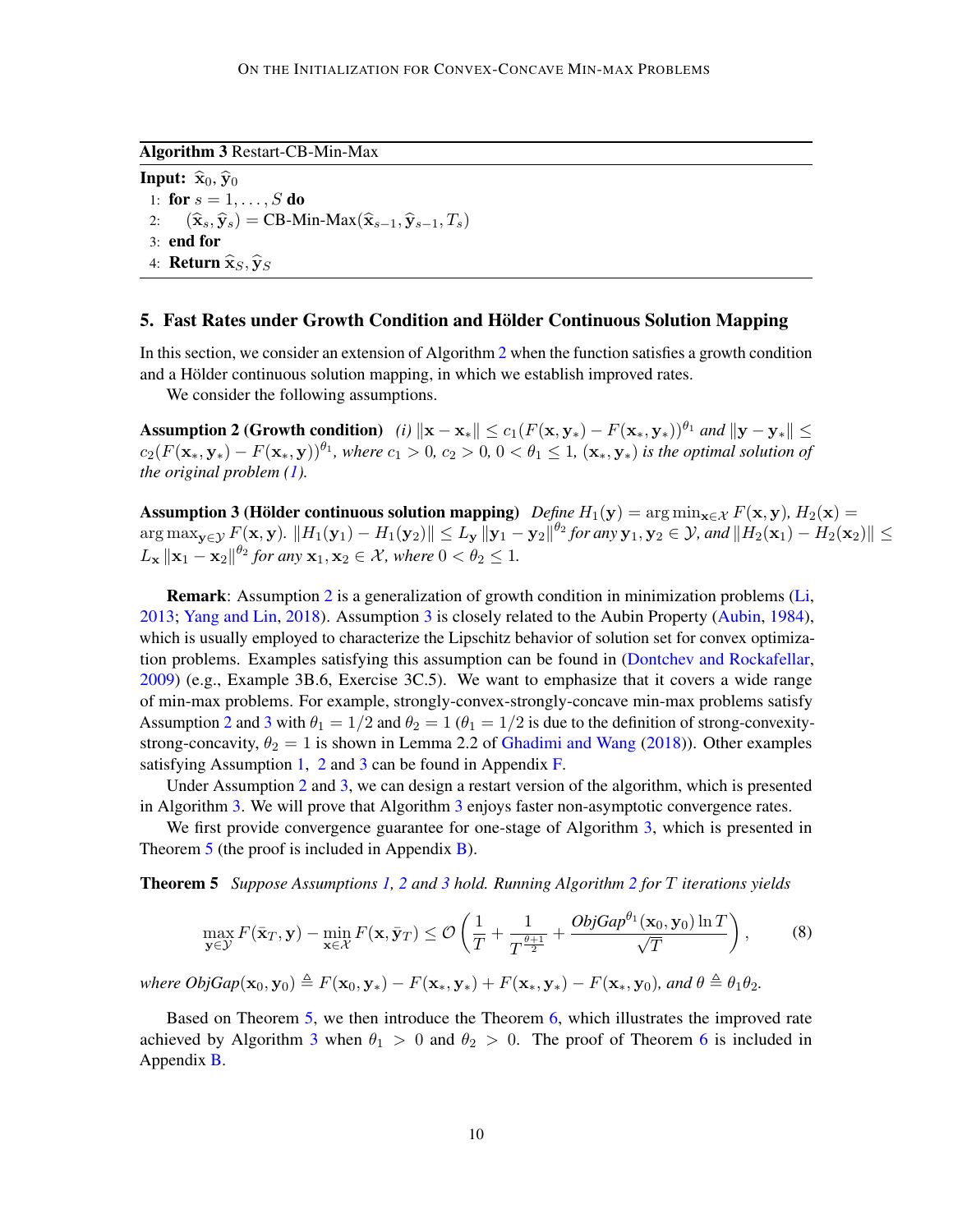**Algorithm 3** Restart-CB-Min-Max

**Input:** $\widehat{\mathbf{x}}_0, \widehat{\mathbf{y}}_0$

1: **for** $s = 1, \ldots, S$ **do**
2: $\quad (\widehat{\mathbf{x}}_s, \widehat{\mathbf{y}}_s) = \text{CB-Min-Max}(\widehat{\mathbf{x}}_{s-1}, \widehat{\mathbf{y}}_{s-1}, T_s)$
3: **end for**
4: **Return** $\widehat{\mathbf{x}}_S, \widehat{\mathbf{y}}_S$

## 5. Fast Rates under Growth Condition and Hölder Continuous Solution Mapping

In this section, we consider an extension of Algorithm 2 when the function satisfies a growth condition and a Hölder continuous solution mapping, in which we establish improved rates.

We consider the following assumptions.

**Assumption 2 (Growth condition)** *(i) $\|\mathbf{x} - \mathbf{x}_*\| \leq c_1(F(\mathbf{x}, \mathbf{y}_*) - F(\mathbf{x}_*, \mathbf{y}_*))^{\theta_1}$ and $\|\mathbf{y} - \mathbf{y}_*\| \leq c_2(F(\mathbf{x}_*, \mathbf{y}_*) - F(\mathbf{x}_*, \mathbf{y}))^{\theta_1}$, where $c_1 > 0$, $c_2 > 0$, $0 < \theta_1 \leq 1$, $(\mathbf{x}_*, \mathbf{y}_*)$ is the optimal solution of the original problem (1).*

**Assumption 3 (Hölder continuous solution mapping)** *Define $H_1(\mathbf{y}) = \arg\min_{\mathbf{x}\in\mathcal{X}} F(\mathbf{x}, \mathbf{y})$, $H_2(\mathbf{x}) = \arg\max_{\mathbf{y}\in\mathcal{Y}} F(\mathbf{x}, \mathbf{y})$. $\|H_1(\mathbf{y}_1) - H_1(\mathbf{y}_2)\| \leq L_{\mathbf{y}} \|\mathbf{y}_1 - \mathbf{y}_2\|^{\theta_2}$ for any $\mathbf{y}_1, \mathbf{y}_2 \in \mathcal{Y}$, and $\|H_2(\mathbf{x}_1) - H_2(\mathbf{x}_2)\| \leq L_{\mathbf{x}} \|\mathbf{x}_1 - \mathbf{x}_2\|^{\theta_2}$ for any $\mathbf{x}_1, \mathbf{x}_2 \in \mathcal{X}$, where $0 < \theta_2 \leq 1$.*

**Remark**: Assumption 2 is a generalization of growth condition in minimization problems (Li, 2013; Yang and Lin, 2018). Assumption 3 is closely related to the Aubin Property (Aubin, 1984), which is usually employed to characterize the Lipschitz behavior of solution set for convex optimization problems. Examples satisfying this assumption can be found in (Dontchev and Rockafellar, 2009) (e.g., Example 3B.6, Exercise 3C.5). We want to emphasize that it covers a wide range of min-max problems. For example, strongly-convex-strongly-concave min-max problems satisfy Assumption 2 and 3 with $\theta_1 = 1/2$ and $\theta_2 = 1$ ($\theta_1 = 1/2$ is due to the definition of strong-convexity-strong-concavity, $\theta_2 = 1$ is shown in Lemma 2.2 of Ghadimi and Wang (2018)). Other examples satisfying Assumption 1, 2 and 3 can be found in Appendix F.

Under Assumption 2 and 3, we can design a restart version of the algorithm, which is presented in Algorithm 3. We will prove that Algorithm 3 enjoys faster non-asymptotic convergence rates.

We first provide convergence guarantee for one-stage of Algorithm 3, which is presented in Theorem 5 (the proof is included in Appendix B).

**Theorem 5** *Suppose Assumptions 1, 2 and 3 hold. Running Algorithm 2 for $T$ iterations yields*

$$\max_{\mathbf{y}\in\mathcal{Y}} F(\bar{\mathbf{x}}_T, \mathbf{y}) - \min_{\mathbf{x}\in\mathcal{X}} F(\mathbf{x}, \bar{\mathbf{y}}_T) \leq \mathcal{O}\left(\frac{1}{T} + \frac{1}{T^{\frac{\theta+1}{2}}} + \frac{\mathit{ObjGap}^{\theta_1}(\mathbf{x}_0, \mathbf{y}_0) \ln T}{\sqrt{T}}\right), \tag{8}$$

*where $\mathit{ObjGap}(\mathbf{x}_0, \mathbf{y}_0) \triangleq F(\mathbf{x}_0, \mathbf{y}_*) - F(\mathbf{x}_*, \mathbf{y}_*) + F(\mathbf{x}_*, \mathbf{y}_*) - F(\mathbf{x}_*, \mathbf{y}_0)$, and $\theta \triangleq \theta_1\theta_2$.*

Based on Theorem 5, we then introduce the Theorem 6, which illustrates the improved rate achieved by Algorithm 3 when $\theta_1 > 0$ and $\theta_2 > 0$. The proof of Theorem 6 is included in Appendix B.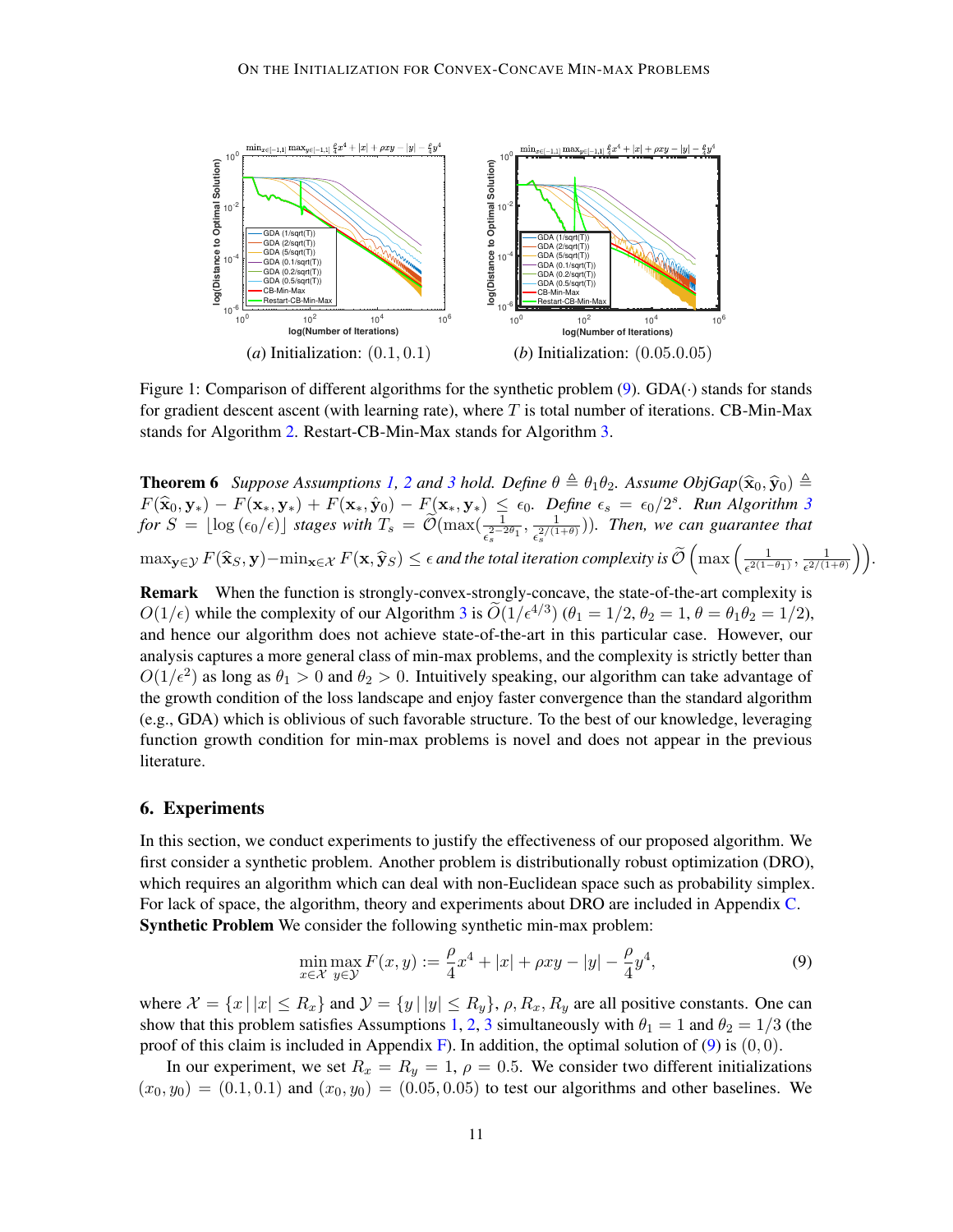(a) Initialization: $(0.1, 0.1)$ (b) Initialization: $(0.05.0.05)$

Figure 1: Comparison of different algorithms for the synthetic problem (9). GDA($\cdot$) stands for stands for gradient descent ascent (with learning rate), where $T$ is total number of iterations. CB-Min-Max stands for Algorithm 2. Restart-CB-Min-Max stands for Algorithm 3.

**Theorem 6** *Suppose Assumptions 1, 2 and 3 hold. Define $\theta \triangleq \theta_1\theta_2$. Assume $ObjGap(\widehat{\mathbf{x}}_0, \widehat{\mathbf{y}}_0) \triangleq F(\widehat{\mathbf{x}}_0, \mathbf{y}_*) - F(\mathbf{x}_*, \mathbf{y}_*) + F(\mathbf{x}_*, \hat{\mathbf{y}}_0) - F(\mathbf{x}_*, \mathbf{y}_*) \leq \epsilon_0$. Define $\epsilon_s = \epsilon_0/2^s$. Run Algorithm 3 for $S = \lfloor \log(\epsilon_0/\epsilon) \rfloor$ stages with $T_s = \widetilde{\mathcal{O}}(\max(\frac{1}{\epsilon_s^{2-2\theta_1}}, \frac{1}{\epsilon_s^{2/(1+\theta)}}))$. Then, we can guarantee that $\max_{\mathbf{y}\in\mathcal{Y}} F(\widehat{\mathbf{x}}_S, \mathbf{y}) - \min_{\mathbf{x}\in\mathcal{X}} F(\mathbf{x}, \widehat{\mathbf{y}}_S) \leq \epsilon$ and the total iteration complexity is $\widetilde{\mathcal{O}}\left(\max\left(\frac{1}{\epsilon^{2(1-\theta_1)}}, \frac{1}{\epsilon^{2/(1+\theta)}}\right)\right)$.*

**Remark** When the function is strongly-convex-strongly-concave, the state-of-the-art complexity is $O(1/\epsilon)$ while the complexity of our Algorithm 3 is $\widetilde{O}(1/\epsilon^{4/3})$ ($\theta_1 = 1/2, \theta_2 = 1, \theta = \theta_1\theta_2 = 1/2$), and hence our algorithm does not achieve state-of-the-art in this particular case. However, our analysis captures a more general class of min-max problems, and the complexity is strictly better than $O(1/\epsilon^2)$ as long as $\theta_1 > 0$ and $\theta_2 > 0$. Intuitively speaking, our algorithm can take advantage of the growth condition of the loss landscape and enjoy faster convergence than the standard algorithm (e.g., GDA) which is oblivious of such favorable structure. To the best of our knowledge, leveraging function growth condition for min-max problems is novel and does not appear in the previous literature.

## 6. Experiments

In this section, we conduct experiments to justify the effectiveness of our proposed algorithm. We first consider a synthetic problem. Another problem is distributionally robust optimization (DRO), which requires an algorithm which can deal with non-Euclidean space such as probability simplex. For lack of space, the algorithm, theory and experiments about DRO are included in Appendix C.

**Synthetic Problem** We consider the following synthetic min-max problem:

$$\min_{x\in\mathcal{X}} \max_{y\in\mathcal{Y}} F(x, y) := \frac{\rho}{4}x^4 + |x| + \rho xy - |y| - \frac{\rho}{4}y^4, \tag{9}$$

where $\mathcal{X} = \{x \,|\, |x| \leq R_x\}$ and $\mathcal{Y} = \{y \,|\, |y| \leq R_y\}$, $\rho, R_x, R_y$ are all positive constants. One can show that this problem satisfies Assumptions 1, 2, 3 simultaneously with $\theta_1 = 1$ and $\theta_2 = 1/3$ (the proof of this claim is included in Appendix F). In addition, the optimal solution of (9) is $(0, 0)$.

In our experiment, we set $R_x = R_y = 1$, $\rho = 0.5$. We consider two different initializations $(x_0, y_0) = (0.1, 0.1)$ and $(x_0, y_0) = (0.05, 0.05)$ to test our algorithms and other baselines. We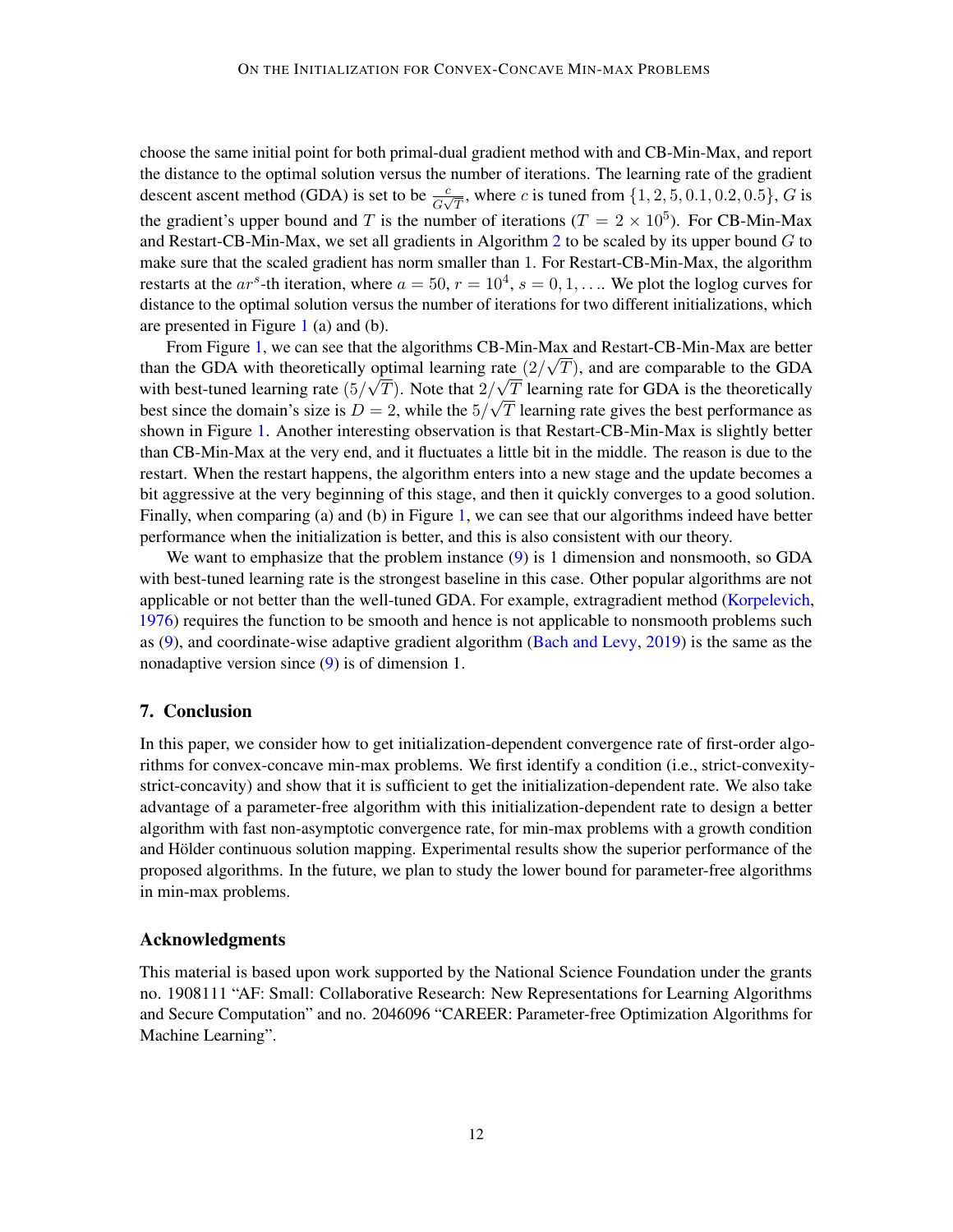choose the same initial point for both primal-dual gradient method with and CB-Min-Max, and report the distance to the optimal solution versus the number of iterations. The learning rate of the gradient descent ascent method (GDA) is set to be $\frac{c}{G\sqrt{T}}$, where $c$ is tuned from $\{1, 2, 5, 0.1, 0.2, 0.5\}$, $G$ is the gradient's upper bound and $T$ is the number of iterations ($T = 2 \times 10^5$). For CB-Min-Max and Restart-CB-Min-Max, we set all gradients in Algorithm 2 to be scaled by its upper bound $G$ to make sure that the scaled gradient has norm smaller than 1. For Restart-CB-Min-Max, the algorithm restarts at the $ar^s$-th iteration, where $a = 50$, $r = 10^4$, $s = 0, 1, \ldots$. We plot the loglog curves for distance to the optimal solution versus the number of iterations for two different initializations, which are presented in Figure 1 (a) and (b).

From Figure 1, we can see that the algorithms CB-Min-Max and Restart-CB-Min-Max are better than the GDA with theoretically optimal learning rate $(2/\sqrt{T})$, and are comparable to the GDA with best-tuned learning rate $(5/\sqrt{T})$. Note that $2/\sqrt{T}$ learning rate for GDA is the theoretically best since the domain's size is $D = 2$, while the $5/\sqrt{T}$ learning rate gives the best performance as shown in Figure 1. Another interesting observation is that Restart-CB-Min-Max is slightly better than CB-Min-Max at the very end, and it fluctuates a little bit in the middle. The reason is due to the restart. When the restart happens, the algorithm enters into a new stage and the update becomes a bit aggressive at the very beginning of this stage, and then it quickly converges to a good solution. Finally, when comparing (a) and (b) in Figure 1, we can see that our algorithms indeed have better performance when the initialization is better, and this is also consistent with our theory.

We want to emphasize that the problem instance (9) is 1 dimension and nonsmooth, so GDA with best-tuned learning rate is the strongest baseline in this case. Other popular algorithms are not applicable or not better than the well-tuned GDA. For example, extragradient method (Korpelevich, 1976) requires the function to be smooth and hence is not applicable to nonsmooth problems such as (9), and coordinate-wise adaptive gradient algorithm (Bach and Levy, 2019) is the same as the nonadaptive version since (9) is of dimension 1.

## 7. Conclusion

In this paper, we consider how to get initialization-dependent convergence rate of first-order algorithms for convex-concave min-max problems. We first identify a condition (i.e., strict-convexity-strict-concavity) and show that it is sufficient to get the initialization-dependent rate. We also take advantage of a parameter-free algorithm with this initialization-dependent rate to design a better algorithm with fast non-asymptotic convergence rate, for min-max problems with a growth condition and Hölder continuous solution mapping. Experimental results show the superior performance of the proposed algorithms. In the future, we plan to study the lower bound for parameter-free algorithms in min-max problems.

### Acknowledgments

This material is based upon work supported by the National Science Foundation under the grants no. 1908111 "AF: Small: Collaborative Research: New Representations for Learning Algorithms and Secure Computation" and no. 2046096 "CAREER: Parameter-free Optimization Algorithms for Machine Learning".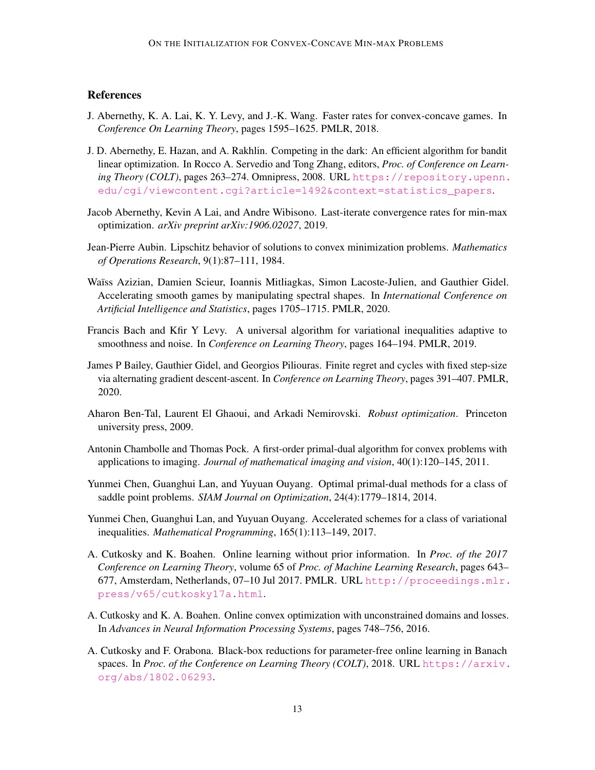## References

J. Abernethy, K. A. Lai, K. Y. Levy, and J.-K. Wang. Faster rates for convex-concave games. In *Conference On Learning Theory*, pages 1595–1625. PMLR, 2018.

J. D. Abernethy, E. Hazan, and A. Rakhlin. Competing in the dark: An efficient algorithm for bandit linear optimization. In Rocco A. Servedio and Tong Zhang, editors, *Proc. of Conference on Learning Theory (COLT)*, pages 263–274. Omnipress, 2008. URL https://repository.upenn.edu/cgi/viewcontent.cgi?article=1492&context=statistics_papers.

Jacob Abernethy, Kevin A Lai, and Andre Wibisono. Last-iterate convergence rates for min-max optimization. *arXiv preprint arXiv:1906.02027*, 2019.

Jean-Pierre Aubin. Lipschitz behavior of solutions to convex minimization problems. *Mathematics of Operations Research*, 9(1):87–111, 1984.

Waïss Azizian, Damien Scieur, Ioannis Mitliagkas, Simon Lacoste-Julien, and Gauthier Gidel. Accelerating smooth games by manipulating spectral shapes. In *International Conference on Artificial Intelligence and Statistics*, pages 1705–1715. PMLR, 2020.

Francis Bach and Kfir Y Levy. A universal algorithm for variational inequalities adaptive to smoothness and noise. In *Conference on Learning Theory*, pages 164–194. PMLR, 2019.

James P Bailey, Gauthier Gidel, and Georgios Piliouras. Finite regret and cycles with fixed step-size via alternating gradient descent-ascent. In *Conference on Learning Theory*, pages 391–407. PMLR, 2020.

Aharon Ben-Tal, Laurent El Ghaoui, and Arkadi Nemirovski. *Robust optimization*. Princeton university press, 2009.

Antonin Chambolle and Thomas Pock. A first-order primal-dual algorithm for convex problems with applications to imaging. *Journal of mathematical imaging and vision*, 40(1):120–145, 2011.

Yunmei Chen, Guanghui Lan, and Yuyuan Ouyang. Optimal primal-dual methods for a class of saddle point problems. *SIAM Journal on Optimization*, 24(4):1779–1814, 2014.

Yunmei Chen, Guanghui Lan, and Yuyuan Ouyang. Accelerated schemes for a class of variational inequalities. *Mathematical Programming*, 165(1):113–149, 2017.

A. Cutkosky and K. Boahen. Online learning without prior information. In *Proc. of the 2017 Conference on Learning Theory*, volume 65 of *Proc. of Machine Learning Research*, pages 643–677, Amsterdam, Netherlands, 07–10 Jul 2017. PMLR. URL http://proceedings.mlr.press/v65/cutkosky17a.html.

A. Cutkosky and K. A. Boahen. Online convex optimization with unconstrained domains and losses. In *Advances in Neural Information Processing Systems*, pages 748–756, 2016.

A. Cutkosky and F. Orabona. Black-box reductions for parameter-free online learning in Banach spaces. In *Proc. of the Conference on Learning Theory (COLT)*, 2018. URL https://arxiv.org/abs/1802.06293.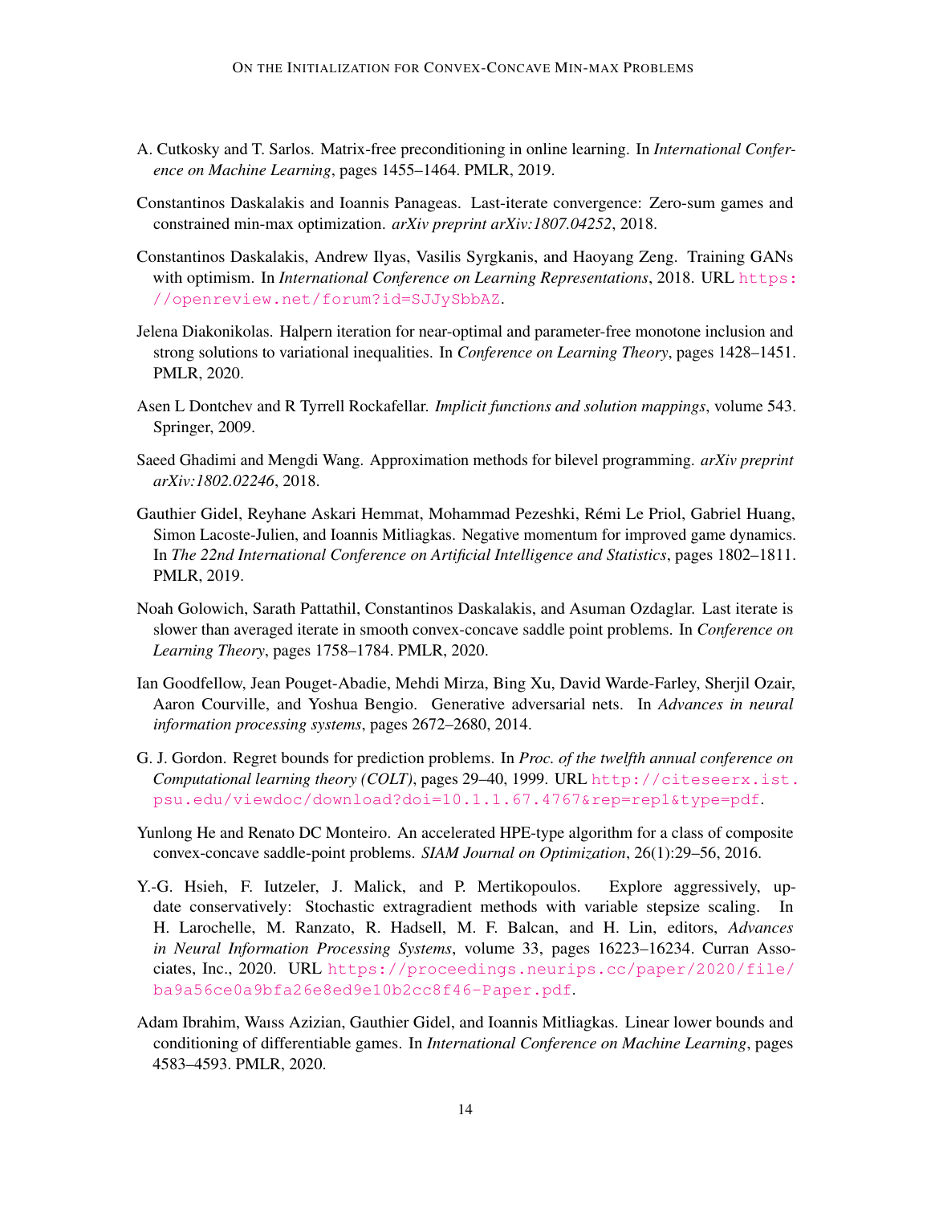A. Cutkosky and T. Sarlos. Matrix-free preconditioning in online learning. In *International Conference on Machine Learning*, pages 1455–1464. PMLR, 2019.

Constantinos Daskalakis and Ioannis Panageas. Last-iterate convergence: Zero-sum games and constrained min-max optimization. *arXiv preprint arXiv:1807.04252*, 2018.

Constantinos Daskalakis, Andrew Ilyas, Vasilis Syrgkanis, and Haoyang Zeng. Training GANs with optimism. In *International Conference on Learning Representations*, 2018. URL https://openreview.net/forum?id=SJJySbbAZ.

Jelena Diakonikolas. Halpern iteration for near-optimal and parameter-free monotone inclusion and strong solutions to variational inequalities. In *Conference on Learning Theory*, pages 1428–1451. PMLR, 2020.

Asen L Dontchev and R Tyrrell Rockafellar. *Implicit functions and solution mappings*, volume 543. Springer, 2009.

Saeed Ghadimi and Mengdi Wang. Approximation methods for bilevel programming. *arXiv preprint arXiv:1802.02246*, 2018.

Gauthier Gidel, Reyhane Askari Hemmat, Mohammad Pezeshki, Rémi Le Priol, Gabriel Huang, Simon Lacoste-Julien, and Ioannis Mitliagkas. Negative momentum for improved game dynamics. In *The 22nd International Conference on Artificial Intelligence and Statistics*, pages 1802–1811. PMLR, 2019.

Noah Golowich, Sarath Pattathil, Constantinos Daskalakis, and Asuman Ozdaglar. Last iterate is slower than averaged iterate in smooth convex-concave saddle point problems. In *Conference on Learning Theory*, pages 1758–1784. PMLR, 2020.

Ian Goodfellow, Jean Pouget-Abadie, Mehdi Mirza, Bing Xu, David Warde-Farley, Sherjil Ozair, Aaron Courville, and Yoshua Bengio. Generative adversarial nets. In *Advances in neural information processing systems*, pages 2672–2680, 2014.

G. J. Gordon. Regret bounds for prediction problems. In *Proc. of the twelfth annual conference on Computational learning theory (COLT)*, pages 29–40, 1999. URL http://citeseerx.ist.psu.edu/viewdoc/download?doi=10.1.1.67.4767&rep=rep1&type=pdf.

Yunlong He and Renato DC Monteiro. An accelerated HPE-type algorithm for a class of composite convex-concave saddle-point problems. *SIAM Journal on Optimization*, 26(1):29–56, 2016.

Y.-G. Hsieh, F. Iutzeler, J. Malick, and P. Mertikopoulos. Explore aggressively, update conservatively: Stochastic extragradient methods with variable stepsize scaling. In H. Larochelle, M. Ranzato, R. Hadsell, M. F. Balcan, and H. Lin, editors, *Advances in Neural Information Processing Systems*, volume 33, pages 16223–16234. Curran Associates, Inc., 2020. URL https://proceedings.neurips.cc/paper/2020/file/ba9a56ce0a9bfa26e8ed9e10b2cc8f46-Paper.pdf.

Adam Ibrahim, Waïss Azizian, Gauthier Gidel, and Ioannis Mitliagkas. Linear lower bounds and conditioning of differentiable games. In *International Conference on Machine Learning*, pages 4583–4593. PMLR, 2020.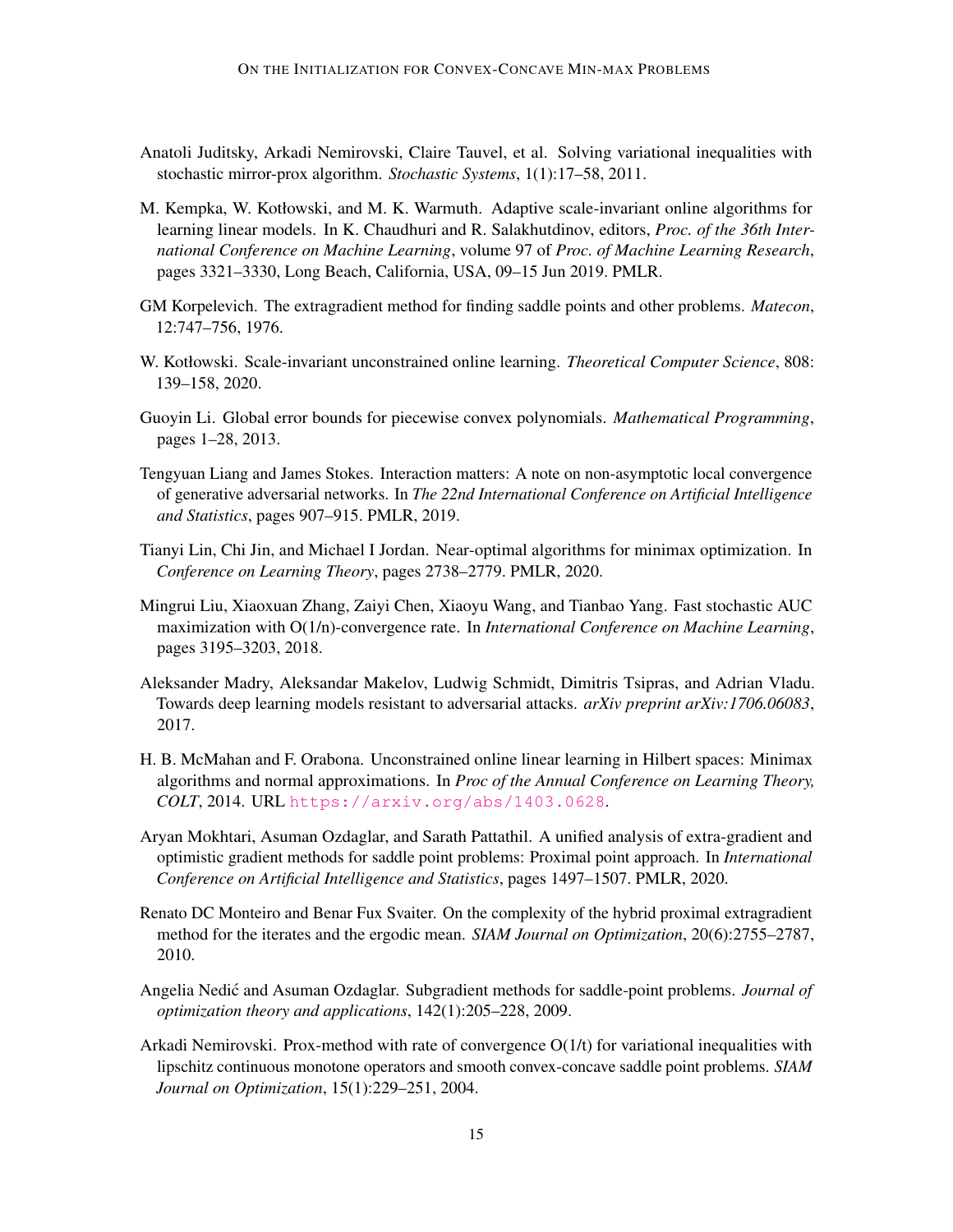Anatoli Juditsky, Arkadi Nemirovski, Claire Tauvel, et al. Solving variational inequalities with stochastic mirror-prox algorithm. *Stochastic Systems*, 1(1):17–58, 2011.

M. Kempka, W. Kotłowski, and M. K. Warmuth. Adaptive scale-invariant online algorithms for learning linear models. In K. Chaudhuri and R. Salakhutdinov, editors, *Proc. of the 36th International Conference on Machine Learning*, volume 97 of *Proc. of Machine Learning Research*, pages 3321–3330, Long Beach, California, USA, 09–15 Jun 2019. PMLR.

GM Korpelevich. The extragradient method for finding saddle points and other problems. *Matecon*, 12:747–756, 1976.

W. Kotłowski. Scale-invariant unconstrained online learning. *Theoretical Computer Science*, 808: 139–158, 2020.

Guoyin Li. Global error bounds for piecewise convex polynomials. *Mathematical Programming*, pages 1–28, 2013.

Tengyuan Liang and James Stokes. Interaction matters: A note on non-asymptotic local convergence of generative adversarial networks. In *The 22nd International Conference on Artificial Intelligence and Statistics*, pages 907–915. PMLR, 2019.

Tianyi Lin, Chi Jin, and Michael I Jordan. Near-optimal algorithms for minimax optimization. In *Conference on Learning Theory*, pages 2738–2779. PMLR, 2020.

Mingrui Liu, Xiaoxuan Zhang, Zaiyi Chen, Xiaoyu Wang, and Tianbao Yang. Fast stochastic AUC maximization with O(1/n)-convergence rate. In *International Conference on Machine Learning*, pages 3195–3203, 2018.

Aleksander Madry, Aleksandar Makelov, Ludwig Schmidt, Dimitris Tsipras, and Adrian Vladu. Towards deep learning models resistant to adversarial attacks. *arXiv preprint arXiv:1706.06083*, 2017.

H. B. McMahan and F. Orabona. Unconstrained online linear learning in Hilbert spaces: Minimax algorithms and normal approximations. In *Proc of the Annual Conference on Learning Theory, COLT*, 2014. URL https://arxiv.org/abs/1403.0628.

Aryan Mokhtari, Asuman Ozdaglar, and Sarath Pattathil. A unified analysis of extra-gradient and optimistic gradient methods for saddle point problems: Proximal point approach. In *International Conference on Artificial Intelligence and Statistics*, pages 1497–1507. PMLR, 2020.

Renato DC Monteiro and Benar Fux Svaiter. On the complexity of the hybrid proximal extragradient method for the iterates and the ergodic mean. *SIAM Journal on Optimization*, 20(6):2755–2787, 2010.

Angelia Nedić and Asuman Ozdaglar. Subgradient methods for saddle-point problems. *Journal of optimization theory and applications*, 142(1):205–228, 2009.

Arkadi Nemirovski. Prox-method with rate of convergence O(1/t) for variational inequalities with lipschitz continuous monotone operators and smooth convex-concave saddle point problems. *SIAM Journal on Optimization*, 15(1):229–251, 2004.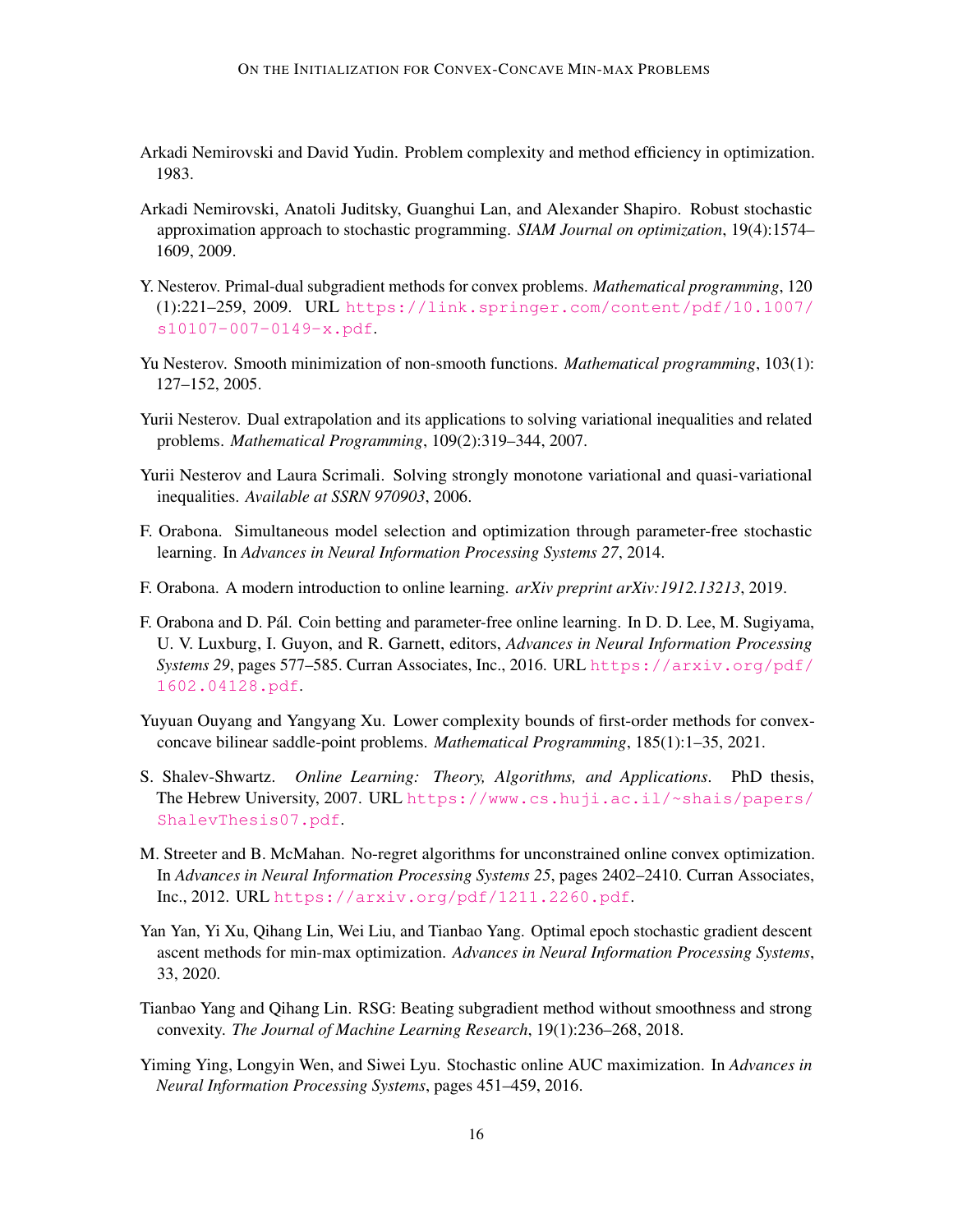Arkadi Nemirovski and David Yudin. Problem complexity and method efficiency in optimization. 1983.

Arkadi Nemirovski, Anatoli Juditsky, Guanghui Lan, and Alexander Shapiro. Robust stochastic approximation approach to stochastic programming. *SIAM Journal on optimization*, 19(4):1574–1609, 2009.

Y. Nesterov. Primal-dual subgradient methods for convex problems. *Mathematical programming*, 120 (1):221–259, 2009. URL https://link.springer.com/content/pdf/10.1007/s10107-007-0149-x.pdf.

Yu Nesterov. Smooth minimization of non-smooth functions. *Mathematical programming*, 103(1): 127–152, 2005.

Yurii Nesterov. Dual extrapolation and its applications to solving variational inequalities and related problems. *Mathematical Programming*, 109(2):319–344, 2007.

Yurii Nesterov and Laura Scrimali. Solving strongly monotone variational and quasi-variational inequalities. *Available at SSRN 970903*, 2006.

F. Orabona. Simultaneous model selection and optimization through parameter-free stochastic learning. In *Advances in Neural Information Processing Systems 27*, 2014.

F. Orabona. A modern introduction to online learning. *arXiv preprint arXiv:1912.13213*, 2019.

F. Orabona and D. Pál. Coin betting and parameter-free online learning. In D. D. Lee, M. Sugiyama, U. V. Luxburg, I. Guyon, and R. Garnett, editors, *Advances in Neural Information Processing Systems 29*, pages 577–585. Curran Associates, Inc., 2016. URL https://arxiv.org/pdf/1602.04128.pdf.

Yuyuan Ouyang and Yangyang Xu. Lower complexity bounds of first-order methods for convex-concave bilinear saddle-point problems. *Mathematical Programming*, 185(1):1–35, 2021.

S. Shalev-Shwartz. *Online Learning: Theory, Algorithms, and Applications*. PhD thesis, The Hebrew University, 2007. URL https://www.cs.huji.ac.il/~shais/papers/ShalevThesis07.pdf.

M. Streeter and B. McMahan. No-regret algorithms for unconstrained online convex optimization. In *Advances in Neural Information Processing Systems 25*, pages 2402–2410. Curran Associates, Inc., 2012. URL https://arxiv.org/pdf/1211.2260.pdf.

Yan Yan, Yi Xu, Qihang Lin, Wei Liu, and Tianbao Yang. Optimal epoch stochastic gradient descent ascent methods for min-max optimization. *Advances in Neural Information Processing Systems*, 33, 2020.

Tianbao Yang and Qihang Lin. RSG: Beating subgradient method without smoothness and strong convexity. *The Journal of Machine Learning Research*, 19(1):236–268, 2018.

Yiming Ying, Longyin Wen, and Siwei Lyu. Stochastic online AUC maximization. In *Advances in Neural Information Processing Systems*, pages 451–459, 2016.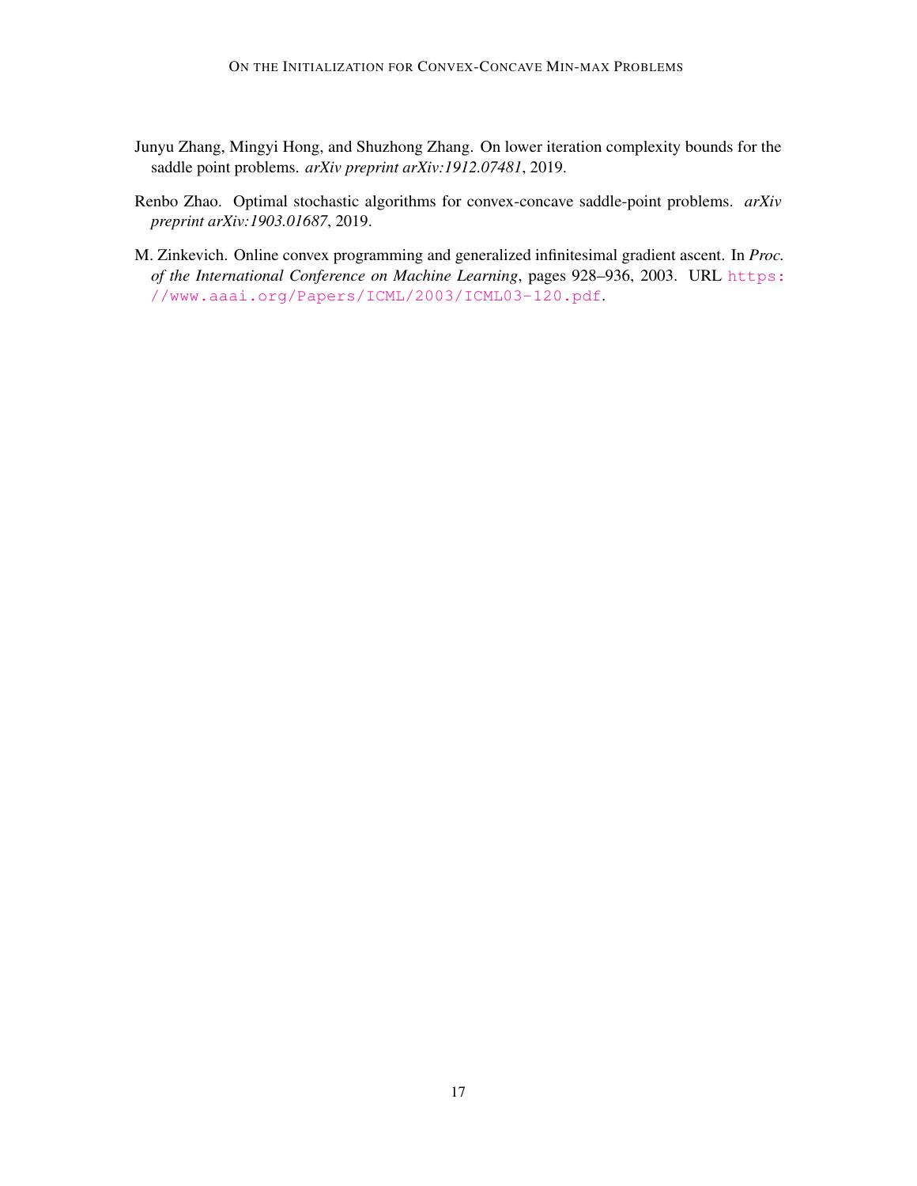Junyu Zhang, Mingyi Hong, and Shuzhong Zhang. On lower iteration complexity bounds for the saddle point problems. *arXiv preprint arXiv:1912.07481*, 2019.

Renbo Zhao. Optimal stochastic algorithms for convex-concave saddle-point problems. *arXiv preprint arXiv:1903.01687*, 2019.

M. Zinkevich. Online convex programming and generalized infinitesimal gradient ascent. In *Proc. of the International Conference on Machine Learning*, pages 928–936, 2003. URL https://www.aaai.org/Papers/ICML/2003/ICML03-120.pdf.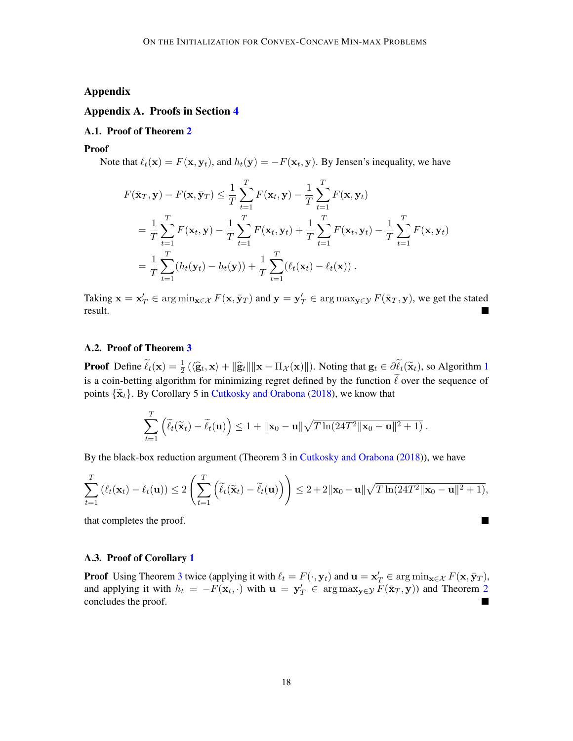# Appendix

## Appendix A. Proofs in Section 4

### A.1. Proof of Theorem 2

**Proof**

Note that $\ell_t(\mathbf{x}) = F(\mathbf{x}, \mathbf{y}_t)$, and $h_t(\mathbf{y}) = -F(\mathbf{x}_t, \mathbf{y})$. By Jensen's inequality, we have

$$
\begin{aligned}
F(\bar{\mathbf{x}}_T, \mathbf{y}) - F(\mathbf{x}, \bar{\mathbf{y}}_T) &\le \frac{1}{T}\sum_{t=1}^T F(\mathbf{x}_t, \mathbf{y}) - \frac{1}{T}\sum_{t=1}^T F(\mathbf{x}, \mathbf{y}_t) \\
&= \frac{1}{T}\sum_{t=1}^T F(\mathbf{x}_t, \mathbf{y}) - \frac{1}{T}\sum_{t=1}^T F(\mathbf{x}_t, \mathbf{y}_t) + \frac{1}{T}\sum_{t=1}^T F(\mathbf{x}_t, \mathbf{y}_t) - \frac{1}{T}\sum_{t=1}^T F(\mathbf{x}, \mathbf{y}_t) \\
&= \frac{1}{T}\sum_{t=1}^T (h_t(\mathbf{y}_t) - h_t(\mathbf{y})) + \frac{1}{T}\sum_{t=1}^T (\ell_t(\mathbf{x}_t) - \ell_t(\mathbf{x}))~.
\end{aligned}
$$

Taking $\mathbf{x} = \mathbf{x}'_T \in \arg\min_{\mathbf{x}\in\mathcal{X}} F(\mathbf{x}, \bar{\mathbf{y}}_T)$ and $\mathbf{y} = \mathbf{y}'_T \in \arg\max_{\mathbf{y}\in\mathcal{Y}} F(\bar{\mathbf{x}}_T, \mathbf{y})$, we get the stated result. ∎

### A.2. Proof of Theorem 3

**Proof** Define $\widetilde{\ell}_t(\mathbf{x}) = \frac{1}{2}\left(\langle \widehat{\mathbf{g}}_t, \mathbf{x}\rangle + \|\widehat{\mathbf{g}}_t\|\|\mathbf{x} - \Pi_{\mathcal{X}}(\mathbf{x})\|\right)$. Noting that $\mathbf{g}_t \in \partial \widetilde{\ell}_t(\widetilde{\mathbf{x}}_t)$, so Algorithm 1 is a coin-betting algorithm for minimizing regret defined by the function $\widetilde{\ell}$ over the sequence of points $\{\widetilde{\mathbf{x}}_t\}$. By Corollary 5 in Cutkosky and Orabona (2018), we know that

$$
\sum_{t=1}^T \left(\widetilde{\ell}_t(\widetilde{\mathbf{x}}_t) - \widetilde{\ell}_t(\mathbf{u})\right) \le 1 + \|\mathbf{x}_0 - \mathbf{u}\|\sqrt{T\ln(24T^2\|\mathbf{x}_0 - \mathbf{u}\|^2 + 1)}~.
$$

By the black-box reduction argument (Theorem 3 in Cutkosky and Orabona (2018)), we have

$$
\sum_{t=1}^T (\ell_t(\mathbf{x}_t) - \ell_t(\mathbf{u})) \le 2\left(\sum_{t=1}^T \left(\widetilde{\ell}_t(\widetilde{\mathbf{x}}_t) - \widetilde{\ell}_t(\mathbf{u})\right)\right) \le 2 + 2\|\mathbf{x}_0 - \mathbf{u}\|\sqrt{T\ln(24T^2\|\mathbf{x}_0 - \mathbf{u}\|^2 + 1)},
$$

that completes the proof. ∎

### A.3. Proof of Corollary 1

**Proof** Using Theorem 3 twice (applying it with $\ell_t = F(\cdot, \mathbf{y}_t)$ and $\mathbf{u} = \mathbf{x}'_T \in \arg\min_{\mathbf{x}\in\mathcal{X}} F(\mathbf{x}, \bar{\mathbf{y}}_T)$, and applying it with $h_t = -F(\mathbf{x}_t, \cdot)$ with $\mathbf{u} = \mathbf{y}'_T \in \arg\max_{\mathbf{y}\in\mathcal{Y}} F(\bar{\mathbf{x}}_T, \mathbf{y})$) and Theorem 2 concludes the proof. ∎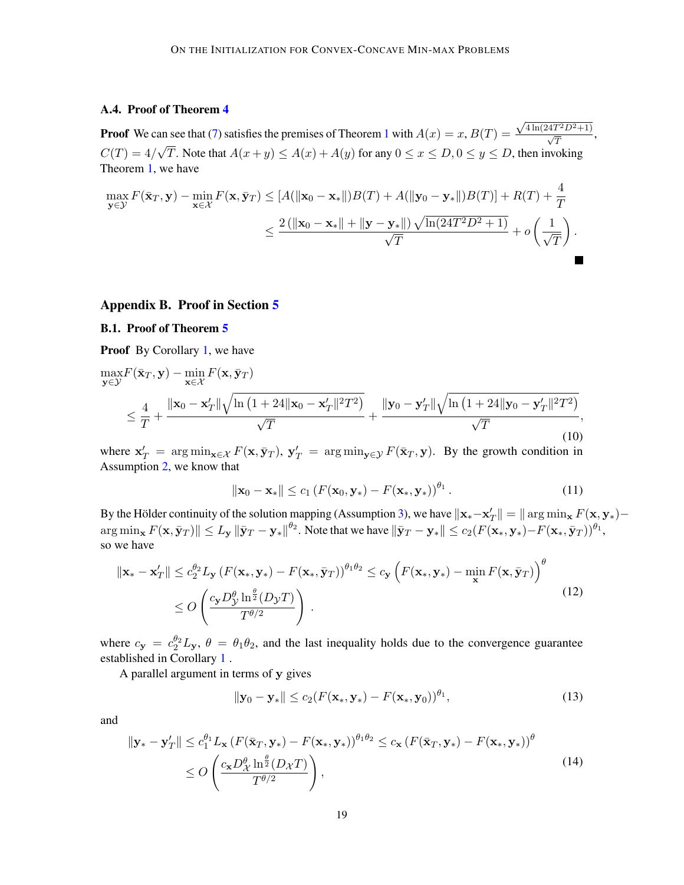### A.4. Proof of Theorem 4

**Proof** We can see that (7) satisfies the premises of Theorem 1 with $A(x) = x$, $B(T) = \frac{\sqrt{4\ln(24T^2D^2+1)}}{\sqrt{T}}$, $C(T) = 4/\sqrt{T}$. Note that $A(x+y) \le A(x) + A(y)$ for any $0 \le x \le D, 0 \le y \le D$, then invoking Theorem 1, we have

$$
\begin{aligned}
\max_{\mathbf{y}\in\mathcal{Y}} F(\bar{\mathbf{x}}_T, \mathbf{y}) - \min_{\mathbf{x}\in\mathcal{X}} F(\mathbf{x}, \bar{\mathbf{y}}_T) &\le [A(\|\mathbf{x}_0 - \mathbf{x}_*\|)B(T) + A(\|\mathbf{y}_0 - \mathbf{y}_*\|)B(T)] + R(T) + \frac{4}{T} \\
&\le \frac{2\left(\|\mathbf{x}_0 - \mathbf{x}_*\| + \|\mathbf{y} - \mathbf{y}_*\|\right)\sqrt{\ln(24T^2D^2+1)}}{\sqrt{T}} + o\left(\frac{1}{\sqrt{T}}\right).
\end{aligned}
$$

■

## Appendix B. Proof in Section 5

### B.1. Proof of Theorem 5

**Proof** By Corollary 1, we have

$$
\begin{aligned}
&\max_{\mathbf{y}\in\mathcal{Y}} F(\bar{\mathbf{x}}_T, \mathbf{y}) - \min_{\mathbf{x}\in\mathcal{X}} F(\mathbf{x}, \bar{\mathbf{y}}_T) \\
&\quad \le \frac{4}{T} + \frac{\|\mathbf{x}_0 - \mathbf{x}'_T\|\sqrt{\ln\left(1 + 24\|\mathbf{x}_0 - \mathbf{x}'_T\|^2T^2\right)}}{\sqrt{T}} + \frac{\|\mathbf{y}_0 - \mathbf{y}'_T\|\sqrt{\ln\left(1 + 24\|\mathbf{y}_0 - \mathbf{y}'_T\|^2T^2\right)}}{\sqrt{T}},
\end{aligned}
\tag{10}
$$

where $\mathbf{x}'_T = \arg\min_{\mathbf{x}\in\mathcal{X}} F(\mathbf{x}, \bar{\mathbf{y}}_T)$, $\mathbf{y}'_T = \arg\min_{\mathbf{y}\in\mathcal{Y}} F(\bar{\mathbf{x}}_T, \mathbf{y})$. By the growth condition in Assumption 2, we know that

$$
\|\mathbf{x}_0 - \mathbf{x}_*\| \le c_1 \left(F(\mathbf{x}_0, \mathbf{y}_*) - F(\mathbf{x}_*, \mathbf{y}_*)\right)^{\theta_1}. \tag{11}
$$

By the Hölder continuity of the solution mapping (Assumption 3), we have $\|\mathbf{x}_* - \mathbf{x}'_T\| = \|\arg\min_{\mathbf{x}} F(\mathbf{x}, \mathbf{y}_*) - \arg\min_{\mathbf{x}} F(\mathbf{x}, \bar{\mathbf{y}}_T)\| \le L_{\mathbf{y}} \|\bar{\mathbf{y}}_T - \mathbf{y}_*\|^{\theta_2}$. Note that we have $\|\bar{\mathbf{y}}_T - \mathbf{y}_*\| \le c_2(F(\mathbf{x}_*, \mathbf{y}_*) - F(\mathbf{x}_*, \bar{\mathbf{y}}_T))^{\theta_1}$, so we have

$$
\begin{aligned}
\|\mathbf{x}_* - \mathbf{x}'_T\| &\le c_2^{\theta_2} L_{\mathbf{y}} \left(F(\mathbf{x}_*, \mathbf{y}_*) - F(\mathbf{x}_*, \bar{\mathbf{y}}_T)\right)^{\theta_1\theta_2} \le c_{\mathbf{y}} \left(F(\mathbf{x}_*, \mathbf{y}_*) - \min_{\mathbf{x}} F(\mathbf{x}, \bar{\mathbf{y}}_T)\right)^{\theta} \\
&\le O\left(\frac{c_{\mathbf{y}} D_{\mathcal{Y}}^{\theta} \ln^{\frac{\theta}{2}}(D_{\mathcal{Y}}T)}{T^{\theta/2}}\right).
\end{aligned}
\tag{12}
$$

where $c_{\mathbf{y}} = c_2^{\theta_2} L_{\mathbf{y}}$, $\theta = \theta_1\theta_2$, and the last inequality holds due to the convergence guarantee established in Corollary 1 .

A parallel argument in terms of $\mathbf{y}$ gives

$$
\|\mathbf{y}_0 - \mathbf{y}_*\| \le c_2(F(\mathbf{x}_*, \mathbf{y}_*) - F(\mathbf{x}_*, \mathbf{y}_0))^{\theta_1}, \tag{13}
$$

and

$$
\begin{aligned}
\|\mathbf{y}_* - \mathbf{y}'_T\| &\le c_1^{\theta_1} L_{\mathbf{x}} \left(F(\bar{\mathbf{x}}_T, \mathbf{y}_*) - F(\mathbf{x}_*, \mathbf{y}_*)\right)^{\theta_1\theta_2} \le c_{\mathbf{x}} \left(F(\bar{\mathbf{x}}_T, \mathbf{y}_*) - F(\mathbf{x}_*, \mathbf{y}_*)\right)^{\theta} \\
&\le O\left(\frac{c_{\mathbf{x}} D_{\mathcal{X}}^{\theta} \ln^{\frac{\theta}{2}}(D_{\mathcal{X}}T)}{T^{\theta/2}}\right),
\end{aligned}
\tag{14}
$$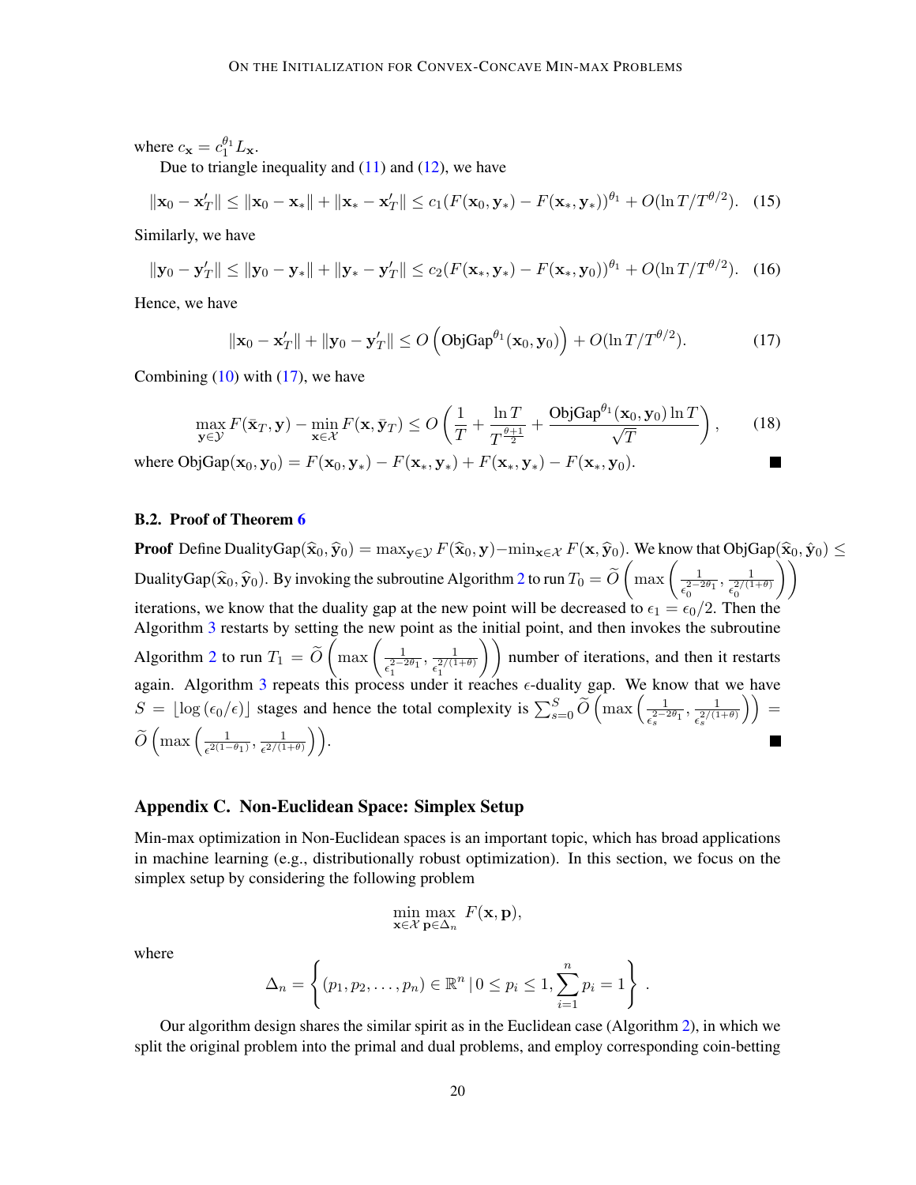where $c_{\mathbf{x}} = c_1^{\theta_1} L_{\mathbf{x}}$.

Due to triangle inequality and (11) and (12), we have

$$\|\mathbf{x}_0 - \mathbf{x}'_T\| \leq \|\mathbf{x}_0 - \mathbf{x}_*\| + \|\mathbf{x}_* - \mathbf{x}'_T\| \leq c_1(F(\mathbf{x}_0, \mathbf{y}_*) - F(\mathbf{x}_*, \mathbf{y}_*))^{\theta_1} + O(\ln T / T^{\theta/2}). \quad (15)$$

Similarly, we have

$$\|\mathbf{y}_0 - \mathbf{y}'_T\| \leq \|\mathbf{y}_0 - \mathbf{y}_*\| + \|\mathbf{y}_* - \mathbf{y}'_T\| \leq c_2(F(\mathbf{x}_*, \mathbf{y}_*) - F(\mathbf{x}_*, \mathbf{y}_0))^{\theta_1} + O(\ln T / T^{\theta/2}). \quad (16)$$

Hence, we have

$$\|\mathbf{x}_0 - \mathbf{x}'_T\| + \|\mathbf{y}_0 - \mathbf{y}'_T\| \leq O\left(\text{ObjGap}^{\theta_1}(\mathbf{x}_0, \mathbf{y}_0)\right) + O(\ln T / T^{\theta/2}). \quad (17)$$

Combining (10) with (17), we have

$$\max_{\mathbf{y} \in \mathcal{Y}} F(\bar{\mathbf{x}}_T, \mathbf{y}) - \min_{\mathbf{x} \in \mathcal{X}} F(\mathbf{x}, \bar{\mathbf{y}}_T) \leq O\left(\frac{1}{T} + \frac{\ln T}{T^{\frac{\theta+1}{2}}} + \frac{\text{ObjGap}^{\theta_1}(\mathbf{x}_0, \mathbf{y}_0) \ln T}{\sqrt{T}}\right), \quad (18)$$

where $\text{ObjGap}(\mathbf{x}_0, \mathbf{y}_0) = F(\mathbf{x}_0, \mathbf{y}_*) - F(\mathbf{x}_*, \mathbf{y}_*) + F(\mathbf{x}_*, \mathbf{y}_*) - F(\mathbf{x}_*, \mathbf{y}_0)$. ■

### B.2. Proof of Theorem 6

**Proof** Define $\text{DualityGap}(\widehat{\mathbf{x}}_0, \widehat{\mathbf{y}}_0) = \max_{\mathbf{y} \in \mathcal{Y}} F(\widehat{\mathbf{x}}_0, \mathbf{y}) - \min_{\mathbf{x} \in \mathcal{X}} F(\mathbf{x}, \widehat{\mathbf{y}}_0)$. We know that $\text{ObjGap}(\widehat{\mathbf{x}}_0, \hat{\mathbf{y}}_0) \leq \text{DualityGap}(\widehat{\mathbf{x}}_0, \widehat{\mathbf{y}}_0)$. By invoking the subroutine Algorithm 2 to run $T_0 = \widetilde{O}\left(\max\left(\frac{1}{\epsilon_0^{2-2\theta_1}}, \frac{1}{\epsilon_0^{2/(1+\theta)}}\right)\right)$ iterations, we know that the duality gap at the new point will be decreased to $\epsilon_1 = \epsilon_0/2$. Then the Algorithm 3 restarts by setting the new point as the initial point, and then invokes the subroutine Algorithm 2 to run $T_1 = \widetilde{O}\left(\max\left(\frac{1}{\epsilon_1^{2-2\theta_1}}, \frac{1}{\epsilon_1^{2/(1+\theta)}}\right)\right)$ number of iterations, and then it restarts again. Algorithm 3 repeats this process under it reaches $\epsilon$-duality gap. We know that we have $S = \lfloor \log(\epsilon_0/\epsilon) \rfloor$ stages and hence the total complexity is $\sum_{s=0}^{S} \widetilde{O}\left(\max\left(\frac{1}{\epsilon_s^{2-2\theta_1}}, \frac{1}{\epsilon_s^{2/(1+\theta)}}\right)\right) = \widetilde{O}\left(\max\left(\frac{1}{\epsilon^{2(1-\theta_1)}}, \frac{1}{\epsilon^{2/(1+\theta)}}\right)\right)$. ■

## Appendix C. Non-Euclidean Space: Simplex Setup

Min-max optimization in Non-Euclidean spaces is an important topic, which has broad applications in machine learning (e.g., distributionally robust optimization). In this section, we focus on the simplex setup by considering the following problem

$$\min_{\mathbf{x} \in \mathcal{X}} \max_{\mathbf{p} \in \Delta_n} F(\mathbf{x}, \mathbf{p}),$$

where

$$\Delta_n = \left\{(p_1, p_2, \ldots, p_n) \in \mathbb{R}^n \,|\, 0 \leq p_i \leq 1, \sum_{i=1}^{n} p_i = 1\right\}.$$

Our algorithm design shares the similar spirit as in the Euclidean case (Algorithm 2), in which we split the original problem into the primal and dual problems, and employ corresponding coin-betting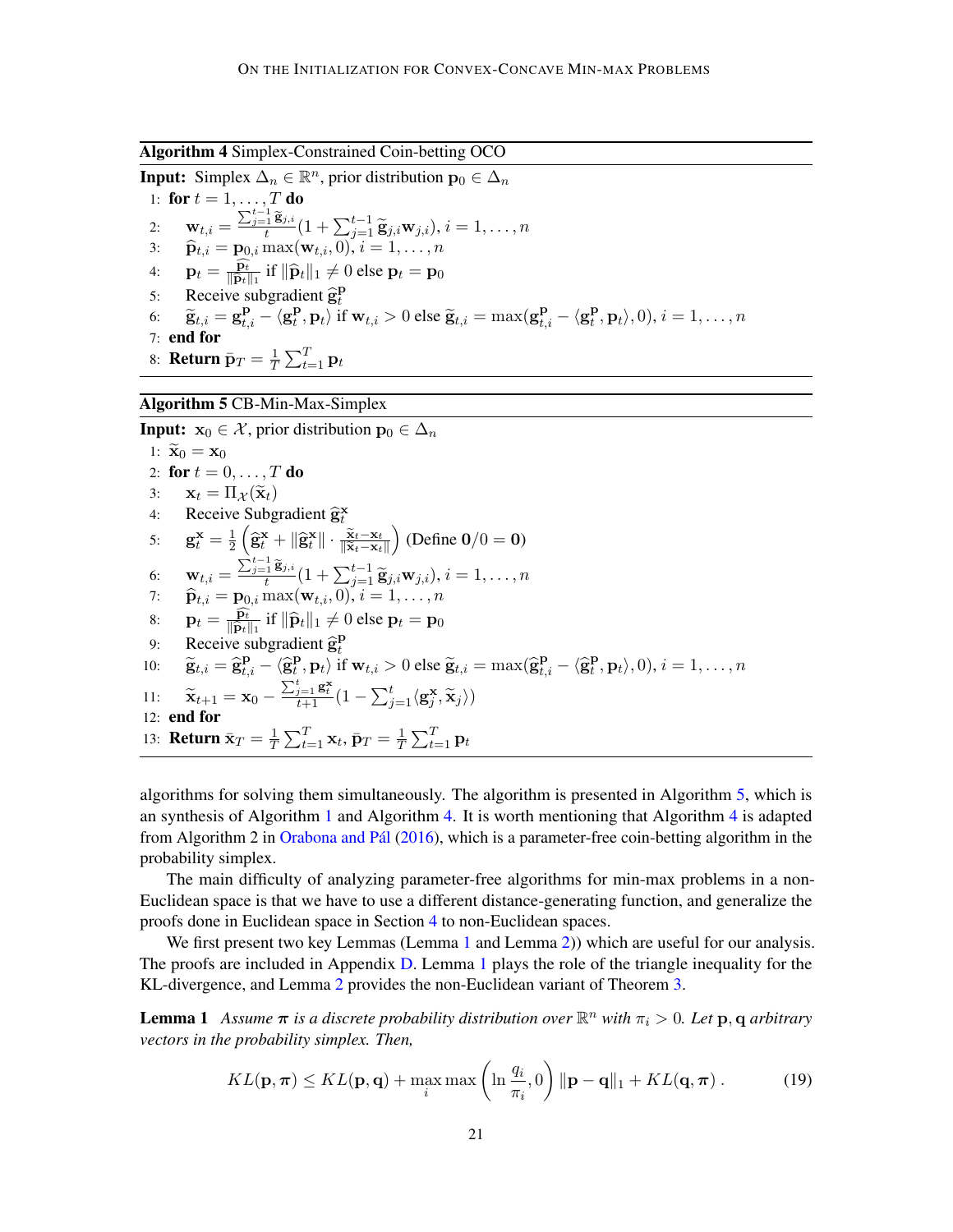**Algorithm 4** Simplex-Constrained Coin-betting OCO

**Input:** Simplex $\Delta_n \in \mathbb{R}^n$, prior distribution $\mathbf{p}_0 \in \Delta_n$

1: **for** $t = 1, \ldots, T$ **do**

2: $\quad \mathbf{w}_{t,i} = \frac{\sum_{j=1}^{t-1} \widetilde{\mathbf{g}}_{j,i}}{t}(1 + \sum_{j=1}^{t-1} \widetilde{\mathbf{g}}_{j,i}\mathbf{w}_{j,i}), i = 1, \ldots, n$

3: $\quad \widehat{\mathbf{p}}_{t,i} = \mathbf{p}_{0,i} \max(\mathbf{w}_{t,i}, 0), i = 1, \ldots, n$

4: $\quad \mathbf{p}_t = \frac{\widehat{\mathbf{p}}_t}{\|\widehat{\mathbf{p}}_t\|_1}$ if $\|\widehat{\mathbf{p}}_t\|_1 \neq 0$ else $\mathbf{p}_t = \mathbf{p}_0$

5: $\quad$ Receive subgradient $\widehat{\mathbf{g}}_t^{\mathbf{p}}$

6: $\quad \widetilde{\mathbf{g}}_{t,i} = \mathbf{g}_{t,i}^{\mathbf{p}} - \langle \mathbf{g}_t^{\mathbf{p}}, \mathbf{p}_t \rangle$ if $\mathbf{w}_{t,i} > 0$ else $\widetilde{\mathbf{g}}_{t,i} = \max(\mathbf{g}_{t,i}^{\mathbf{p}} - \langle \mathbf{g}_t^{\mathbf{p}}, \mathbf{p}_t \rangle, 0), i = 1, \ldots, n$

7: **end for**

8: **Return** $\bar{\mathbf{p}}_T = \frac{1}{T}\sum_{t=1}^T \mathbf{p}_t$

**Algorithm 5** CB-Min-Max-Simplex

**Input:** $\mathbf{x}_0 \in \mathcal{X}$, prior distribution $\mathbf{p}_0 \in \Delta_n$

1: $\widetilde{\mathbf{x}}_0 = \mathbf{x}_0$

2: **for** $t = 0, \ldots, T$ **do**

3: $\quad \mathbf{x}_t = \Pi_{\mathcal{X}}(\widetilde{\mathbf{x}}_t)$

4: $\quad$ Receive Subgradient $\widehat{\mathbf{g}}_t^{\mathbf{x}}$

5: $\quad \mathbf{g}_t^{\mathbf{x}} = \frac{1}{2}\left(\widehat{\mathbf{g}}_t^{\mathbf{x}} + \|\widehat{\mathbf{g}}_t^{\mathbf{x}}\| \cdot \frac{\widetilde{\mathbf{x}}_t - \mathbf{x}_t}{\|\widetilde{\mathbf{x}}_t - \mathbf{x}_t\|}\right)$ (Define $\mathbf{0}/0 = \mathbf{0}$)

6: $\quad \mathbf{w}_{t,i} = \frac{\sum_{j=1}^{t-1} \widetilde{\mathbf{g}}_{j,i}}{t}(1 + \sum_{j=1}^{t-1} \widetilde{\mathbf{g}}_{j,i}\mathbf{w}_{j,i}), i = 1, \ldots, n$

7: $\quad \widehat{\mathbf{p}}_{t,i} = \mathbf{p}_{0,i} \max(\mathbf{w}_{t,i}, 0), i = 1, \ldots, n$

8: $\quad \mathbf{p}_t = \frac{\widehat{\mathbf{p}}_t}{\|\widehat{\mathbf{p}}_t\|_1}$ if $\|\widehat{\mathbf{p}}_t\|_1 \neq 0$ else $\mathbf{p}_t = \mathbf{p}_0$

9: $\quad$ Receive subgradient $\widehat{\mathbf{g}}_t^{\mathbf{p}}$

10: $\quad \widetilde{\mathbf{g}}_{t,i} = \widehat{\mathbf{g}}_{t,i}^{\mathbf{p}} - \langle \widehat{\mathbf{g}}_t^{\mathbf{p}}, \mathbf{p}_t \rangle$ if $\mathbf{w}_{t,i} > 0$ else $\widetilde{\mathbf{g}}_{t,i} = \max(\widehat{\mathbf{g}}_{t,i}^{\mathbf{p}} - \langle \widehat{\mathbf{g}}_t^{\mathbf{p}}, \mathbf{p}_t \rangle, 0), i = 1, \ldots, n$

11: $\quad \widetilde{\mathbf{x}}_{t+1} = \mathbf{x}_0 - \frac{\sum_{j=1}^t \mathbf{g}_t^{\mathbf{x}}}{t+1}(1 - \sum_{j=1}^t \langle \mathbf{g}_j^{\mathbf{x}}, \widetilde{\mathbf{x}}_j \rangle)$

12: **end for**

13: **Return** $\bar{\mathbf{x}}_T = \frac{1}{T}\sum_{t=1}^T \mathbf{x}_t, \bar{\mathbf{p}}_T = \frac{1}{T}\sum_{t=1}^T \mathbf{p}_t$

algorithms for solving them simultaneously. The algorithm is presented in Algorithm 5, which is an synthesis of Algorithm 1 and Algorithm 4. It is worth mentioning that Algorithm 4 is adapted from Algorithm 2 in Orabona and Pál (2016), which is a parameter-free coin-betting algorithm in the probability simplex.

The main difficulty of analyzing parameter-free algorithms for min-max problems in a non-Euclidean space is that we have to use a different distance-generating function, and generalize the proofs done in Euclidean space in Section 4 to non-Euclidean spaces.

We first present two key Lemmas (Lemma 1 and Lemma 2)) which are useful for our analysis. The proofs are included in Appendix D. Lemma 1 plays the role of the triangle inequality for the KL-divergence, and Lemma 2 provides the non-Euclidean variant of Theorem 3.

**Lemma 1** *Assume $\boldsymbol{\pi}$ is a discrete probability distribution over $\mathbb{R}^n$ with $\pi_i > 0$. Let $\mathbf{p}, \mathbf{q}$ arbitrary vectors in the probability simplex. Then,*

$$KL(\mathbf{p}, \boldsymbol{\pi}) \leq KL(\mathbf{p}, \mathbf{q}) + \max_i \max\left(\ln \frac{q_i}{\pi_i}, 0\right) \|\mathbf{p} - \mathbf{q}\|_1 + KL(\mathbf{q}, \boldsymbol{\pi}) \,. \tag{19}$$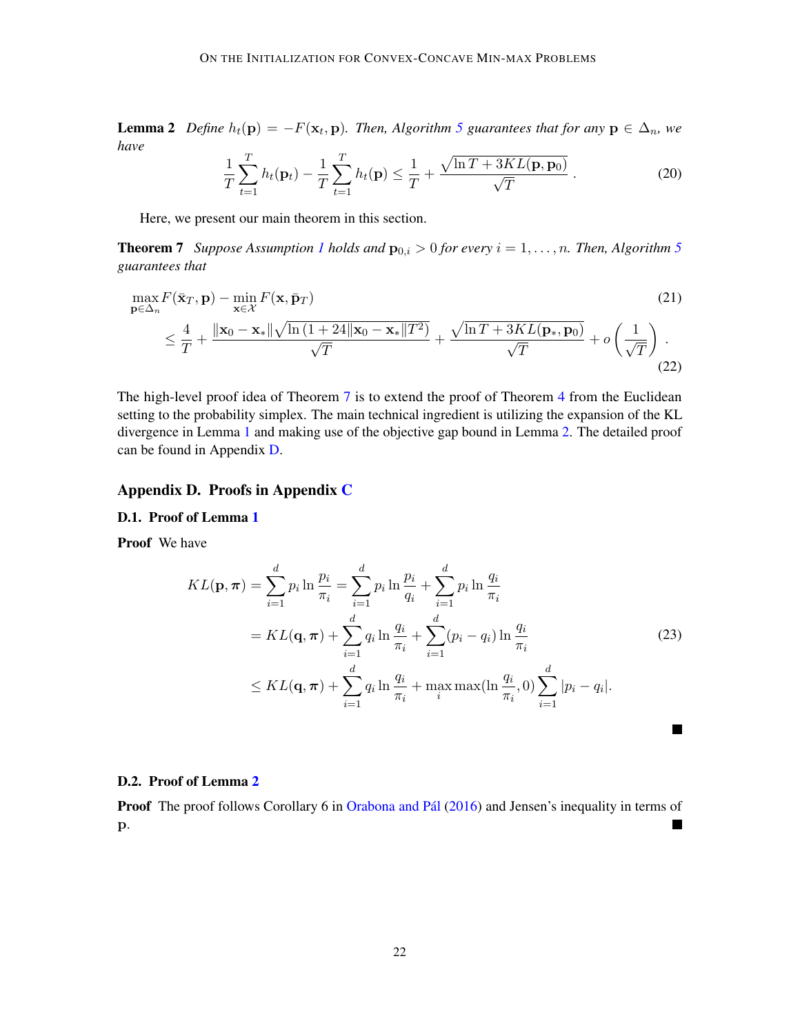**Lemma 2** *Define $h_t(\mathbf{p}) = -F(\mathbf{x}_t, \mathbf{p})$. Then, Algorithm 5 guarantees that for any $\mathbf{p} \in \Delta_n$, we have*

$$\frac{1}{T}\sum_{t=1}^{T} h_t(\mathbf{p}_t) - \frac{1}{T}\sum_{t=1}^{T} h_t(\mathbf{p}) \leq \frac{1}{T} + \frac{\sqrt{\ln T + 3KL(\mathbf{p}, \mathbf{p}_0)}}{\sqrt{T}}. \tag{20}$$

Here, we present our main theorem in this section.

**Theorem 7** *Suppose Assumption 1 holds and $\mathbf{p}_{0,i} > 0$ for every $i = 1, \ldots, n$. Then, Algorithm 5 guarantees that*

$$\max_{\mathbf{p}\in\Delta_n} F(\bar{\mathbf{x}}_T, \mathbf{p}) - \min_{\mathbf{x}\in\mathcal{X}} F(\mathbf{x}, \bar{\mathbf{p}}_T) \tag{21}$$

$$\leq \frac{4}{T} + \frac{\|\mathbf{x}_0 - \mathbf{x}_*\|\sqrt{\ln\left(1 + 24\|\mathbf{x}_0 - \mathbf{x}_*\|T^2\right)}}{\sqrt{T}} + \frac{\sqrt{\ln T + 3KL(\mathbf{p}_*, \mathbf{p}_0)}}{\sqrt{T}} + o\left(\frac{1}{\sqrt{T}}\right). \tag{22}$$

The high-level proof idea of Theorem 7 is to extend the proof of Theorem 4 from the Euclidean setting to the probability simplex. The main technical ingredient is utilizing the expansion of the KL divergence in Lemma 1 and making use of the objective gap bound in Lemma 2. The detailed proof can be found in Appendix D.

## Appendix D. Proofs in Appendix C

### D.1. Proof of Lemma 1

**Proof** We have

$$\begin{aligned}
KL(\mathbf{p}, \boldsymbol{\pi}) &= \sum_{i=1}^{d} p_i \ln\frac{p_i}{\pi_i} = \sum_{i=1}^{d} p_i \ln\frac{p_i}{q_i} + \sum_{i=1}^{d} p_i \ln\frac{q_i}{\pi_i} \\
&= KL(\mathbf{q}, \boldsymbol{\pi}) + \sum_{i=1}^{d} q_i \ln\frac{q_i}{\pi_i} + \sum_{i=1}^{d}(p_i - q_i)\ln\frac{q_i}{\pi_i} \\
&\leq KL(\mathbf{q}, \boldsymbol{\pi}) + \sum_{i=1}^{d} q_i \ln\frac{q_i}{\pi_i} + \max_i \max(\ln\frac{q_i}{\pi_i}, 0)\sum_{i=1}^{d}|p_i - q_i|.
\end{aligned} \tag{23}$$

■

### D.2. Proof of Lemma 2

**Proof** The proof follows Corollary 6 in Orabona and Pál (2016) and Jensen's inequality in terms of $\mathbf{p}$. ■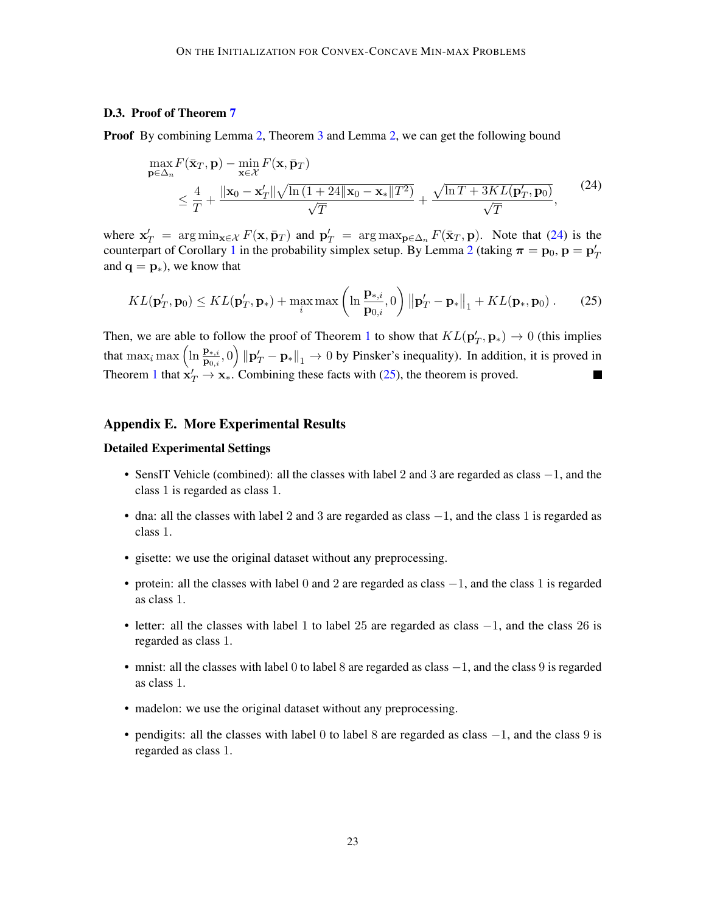### D.3. Proof of Theorem 7

**Proof** By combining Lemma 2, Theorem 3 and Lemma 2, we can get the following bound

$$
\begin{aligned}
&\max_{\mathbf{p}\in\Delta_n} F(\bar{\mathbf{x}}_T, \mathbf{p}) - \min_{\mathbf{x}\in\mathcal{X}} F(\mathbf{x}, \bar{\mathbf{p}}_T) \\
&\quad \leq \frac{4}{T} + \frac{\|\mathbf{x}_0 - \mathbf{x}'_T\|\sqrt{\ln\left(1 + 24\|\mathbf{x}_0 - \mathbf{x}_*\|T^2\right)}}{\sqrt{T}} + \frac{\sqrt{\ln T + 3KL(\mathbf{p}'_T, \mathbf{p}_0)}}{\sqrt{T}},
\end{aligned} \tag{24}
$$

where $\mathbf{x}'_T = \arg\min_{\mathbf{x}\in\mathcal{X}} F(\mathbf{x}, \bar{\mathbf{p}}_T)$ and $\mathbf{p}'_T = \arg\max_{\mathbf{p}\in\Delta_n} F(\bar{\mathbf{x}}_T, \mathbf{p})$. Note that (24) is the counterpart of Corollary 1 in the probability simplex setup. By Lemma 2 (taking $\boldsymbol{\pi} = \mathbf{p}_0$, $\mathbf{p} = \mathbf{p}'_T$ and $\mathbf{q} = \mathbf{p}_*$), we know that

$$
KL(\mathbf{p}'_T, \mathbf{p}_0) \leq KL(\mathbf{p}'_T, \mathbf{p}_*) + \max_i \max\left(\ln\frac{\mathbf{p}_{*,i}}{\mathbf{p}_{0,i}}, 0\right)\left\|\mathbf{p}'_T - \mathbf{p}_*\right\|_1 + KL(\mathbf{p}_*, \mathbf{p}_0). \tag{25}
$$

Then, we are able to follow the proof of Theorem 1 to show that $KL(\mathbf{p}'_T, \mathbf{p}_*) \to 0$ (this implies that $\max_i \max\left(\ln\frac{\mathbf{p}_{*,i}}{\mathbf{p}_{0,i}}, 0\right)\left\|\mathbf{p}'_T - \mathbf{p}_*\right\|_1 \to 0$ by Pinsker's inequality). In addition, it is proved in Theorem 1 that $\mathbf{x}'_T \to \mathbf{x}_*$. Combining these facts with (25), the theorem is proved. ■

## Appendix E. More Experimental Results

### Detailed Experimental Settings

- SensIT Vehicle (combined): all the classes with label 2 and 3 are regarded as class $-1$, and the class 1 is regarded as class 1.
- dna: all the classes with label 2 and 3 are regarded as class $-1$, and the class 1 is regarded as class 1.
- gisette: we use the original dataset without any preprocessing.
- protein: all the classes with label 0 and 2 are regarded as class $-1$, and the class 1 is regarded as class 1.
- letter: all the classes with label 1 to label 25 are regarded as class $-1$, and the class 26 is regarded as class 1.
- mnist: all the classes with label 0 to label 8 are regarded as class $-1$, and the class 9 is regarded as class 1.
- madelon: we use the original dataset without any preprocessing.
- pendigits: all the classes with label 0 to label 8 are regarded as class $-1$, and the class 9 is regarded as class 1.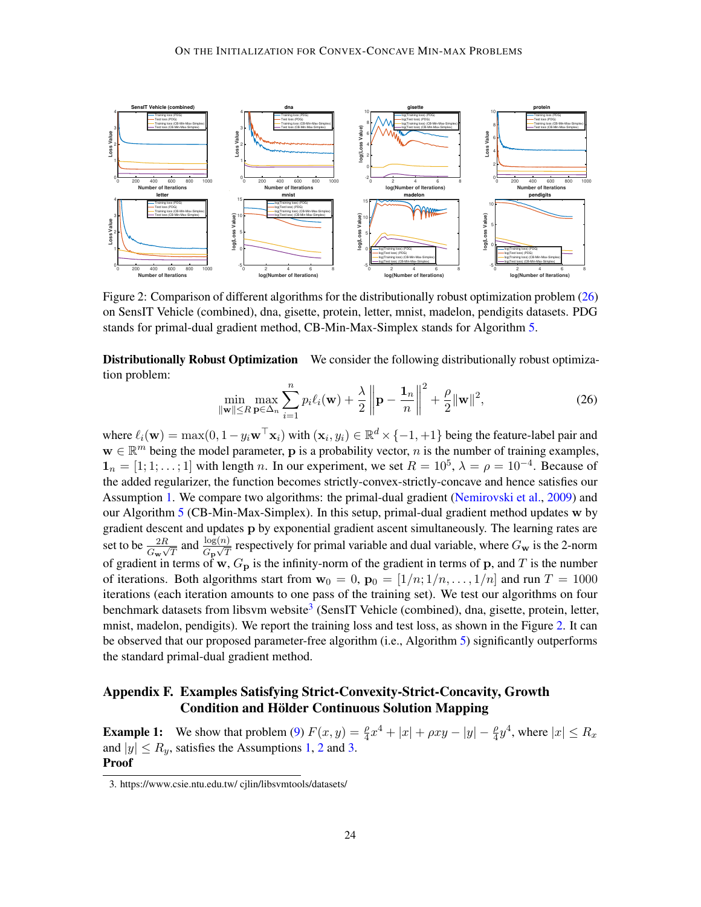Figure 2: Comparison of different algorithms for the distributionally robust optimization problem (26) on SensIT Vehicle (combined), dna, gisette, protein, letter, mnist, madelon, pendigits datasets. PDG stands for primal-dual gradient method, CB-Min-Max-Simplex stands for Algorithm 5.

**Distributionally Robust Optimization** We consider the following distributionally robust optimization problem:

$$\min_{\|\mathbf{w}\|\leq R}\max_{\mathbf{p}\in\Delta_n}\sum_{i=1}^{n}p_i\ell_i(\mathbf{w})+\frac{\lambda}{2}\left\|\mathbf{p}-\frac{\mathbf{1}_n}{n}\right\|^2+\frac{\rho}{2}\|\mathbf{w}\|^2, \tag{26}$$

where $\ell_i(\mathbf{w})=\max(0,1-y_i\mathbf{w}^\top\mathbf{x}_i)$ with $(\mathbf{x}_i,y_i)\in\mathbb{R}^d\times\{-1,+1\}$ being the feature-label pair and $\mathbf{w}\in\mathbb{R}^m$ being the model parameter, $\mathbf{p}$ is a probability vector, $n$ is the number of training examples, $\mathbf{1}_n=[1;1;\ldots;1]$ with length $n$. In our experiment, we set $R=10^5$, $\lambda=\rho=10^{-4}$. Because of the added regularizer, the function becomes strictly-convex-strictly-concave and hence satisfies our Assumption 1. We compare two algorithms: the primal-dual gradient (Nemirovski et al., 2009) and our Algorithm 5 (CB-Min-Max-Simplex). In this setup, primal-dual gradient method updates $\mathbf{w}$ by gradient descent and updates $\mathbf{p}$ by exponential gradient ascent simultaneously. The learning rates are set to be $\frac{2R}{G_{\mathbf{w}}\sqrt{T}}$ and $\frac{\log(n)}{G_{\mathbf{p}}\sqrt{T}}$ respectively for primal variable and dual variable, where $G_{\mathbf{w}}$ is the 2-norm of gradient in terms of $\mathbf{w}$, $G_{\mathbf{p}}$ is the infinity-norm of the gradient in terms of $\mathbf{p}$, and $T$ is the number of iterations. Both algorithms start from $\mathbf{w}_0=0$, $\mathbf{p}_0=[1/n;1/n,\ldots,1/n]$ and run $T=1000$ iterations (each iteration amounts to one pass of the training set). We test our algorithms on four benchmark datasets from libsvm website[3] (SensIT Vehicle (combined), dna, gisette, protein, letter, mnist, madelon, pendigits). We report the training loss and test loss, as shown in the Figure 2. It can be observed that our proposed parameter-free algorithm (i.e., Algorithm 5) significantly outperforms the standard primal-dual gradient method.

## Appendix F. Examples Satisfying Strict-Convexity-Strict-Concavity, Growth Condition and Hölder Continuous Solution Mapping

**Example 1:** We show that problem (9) $F(x,y)=\frac{\rho}{4}x^4+|x|+\rho xy-|y|-\frac{\rho}{4}y^4$, where $|x|\leq R_x$ and $|y|\leq R_y$, satisfies the Assumptions 1, 2 and 3.

**Proof**

3. https://www.csie.ntu.edu.tw/ cjlin/libsvmtools/datasets/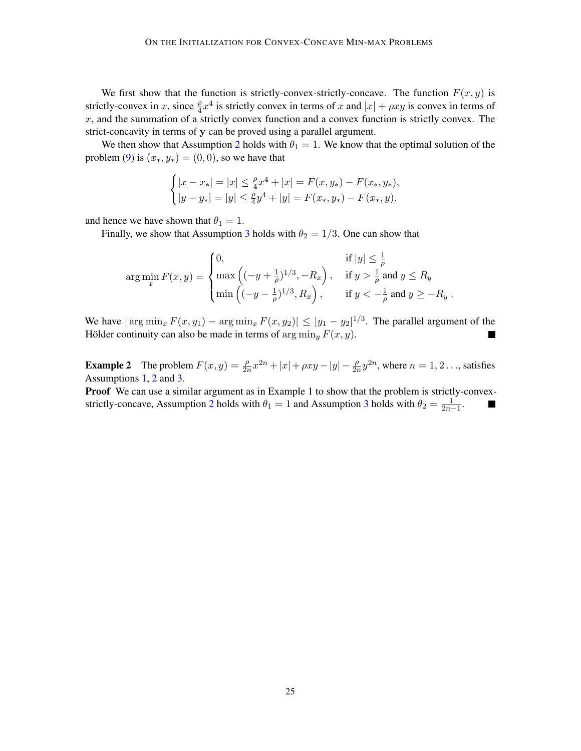We first show that the function is strictly-convex-strictly-concave. The function $F(x, y)$ is strictly-convex in $x$, since $\frac{\rho}{4}x^4$ is strictly convex in terms of $x$ and $|x| + \rho xy$ is convex in terms of $x$, and the summation of a strictly convex function and a convex function is strictly convex. The strict-concavity in terms of $\mathbf{y}$ can be proved using a parallel argument.

We then show that Assumption 2 holds with $\theta_1 = 1$. We know that the optimal solution of the problem (9) is $(x_*, y_*) = (0, 0)$, so we have that

$$
\begin{cases}
|x - x_*| = |x| \leq \frac{\rho}{4}x^4 + |x| = F(x, y_*) - F(x_*, y_*), \\
|y - y_*| = |y| \leq \frac{\rho}{4}y^4 + |y| = F(x_*, y_*) - F(x_*, y).
\end{cases}
$$

and hence we have shown that $\theta_1 = 1$.

Finally, we show that Assumption 3 holds with $\theta_2 = 1/3$. One can show that

$$
\arg\min_x F(x, y) = \begin{cases}
0, & \text{if } |y| \leq \frac{1}{\rho} \\
\max\left((-y + \frac{1}{\rho})^{1/3}, -R_x\right), & \text{if } y > \frac{1}{\rho} \text{ and } y \leq R_y \\
\min\left((-y - \frac{1}{\rho})^{1/3}, R_x\right), & \text{if } y < -\frac{1}{\rho} \text{ and } y \geq -R_y .
\end{cases}
$$

We have $|\arg\min_x F(x, y_1) - \arg\min_x F(x, y_2)| \leq |y_1 - y_2|^{1/3}$. The parallel argument of the Hölder continuity can also be made in terms of $\arg\min_y F(x, y)$. ■

**Example 2** The problem $F(x, y) = \frac{\rho}{2n}x^{2n} + |x| + \rho xy - |y| - \frac{\rho}{2n}y^{2n}$, where $n = 1, 2 \ldots$, satisfies Assumptions 1, 2 and 3.

**Proof** We can use a similar argument as in Example 1 to show that the problem is strictly-convex-strictly-concave, Assumption 2 holds with $\theta_1 = 1$ and Assumption 3 holds with $\theta_2 = \frac{1}{2n-1}$. ■